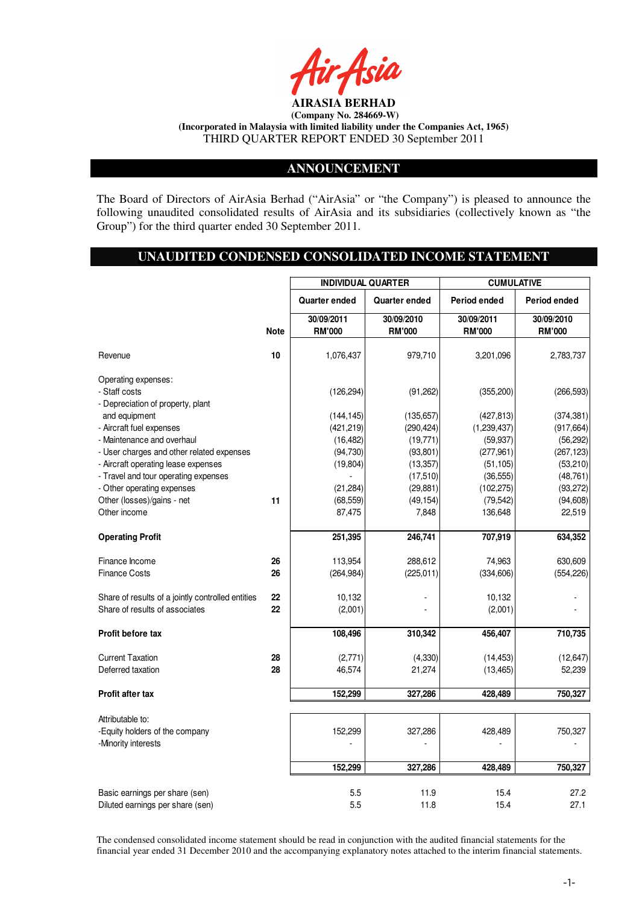**AirAsia**

**AIRASIA BERHAD**
**(Company No. 284669-W)**
**(Incorporated in Malaysia with limited liability under the Companies Act, 1965)**
THIRD QUARTER REPORT ENDED 30 September 2011

## ANNOUNCEMENT

The Board of Directors of AirAsia Berhad ("AirAsia" or "the Company") is pleased to announce the following unaudited consolidated results of AirAsia and its subsidiaries (collectively known as "the Group") for the third quarter ended 30 September 2011.

## UNAUDITED CONDENSED CONSOLIDATED INCOME STATEMENT

| | | INDIVIDUAL QUARTER | | CUMULATIVE | |
|---|---|---|---|---|---|
| | | Quarter ended | Quarter ended | Period ended | Period ended |
| | Note | 30/09/2011 RM'000 | 30/09/2010 RM'000 | 30/09/2011 RM'000 | 30/09/2010 RM'000 |
| Revenue | 10 | 1,076,437 | 979,710 | 3,201,096 | 2,783,737 |
| Operating expenses: | | | | | |
| - Staff costs | | (126,294) | (91,262) | (355,200) | (266,593) |
| - Depreciation of property, plant and equipment | | (144,145) | (135,657) | (427,813) | (374,381) |
| - Aircraft fuel expenses | | (421,219) | (290,424) | (1,239,437) | (917,664) |
| - Maintenance and overhaul | | (16,482) | (19,771) | (59,937) | (56,292) |
| - User charges and other related expenses | | (94,730) | (93,801) | (277,961) | (267,123) |
| - Aircraft operating lease expenses | | (19,804) | (13,357) | (51,105) | (53,210) |
| - Travel and tour operating expenses | | - | (17,510) | (36,555) | (48,761) |
| - Other operating expenses | | (21,284) | (29,881) | (102,275) | (93,272) |
| Other (losses)/gains - net | 11 | (68,559) | (49,154) | (79,542) | (94,608) |
| Other income | | 87,475 | 7,848 | 136,648 | 22,519 |
| **Operating Profit** | | **251,395** | **246,741** | **707,919** | **634,352** |
| Finance Income | 26 | 113,954 | 288,612 | 74,963 | 630,609 |
| Finance Costs | 26 | (264,984) | (225,011) | (334,606) | (554,226) |
| Share of results of a jointly controlled entities | 22 | 10,132 | - | 10,132 | - |
| Share of results of associates | 22 | (2,001) | - | (2,001) | - |
| **Profit before tax** | | **108,496** | **310,342** | **456,407** | **710,735** |
| Current Taxation | 28 | (2,771) | (4,330) | (14,453) | (12,647) |
| Deferred taxation | 28 | 46,574 | 21,274 | (13,465) | 52,239 |
| **Profit after tax** | | **152,299** | **327,286** | **428,489** | **750,327** |
| Attributable to: | | | | | |
| -Equity holders of the company | | 152,299 | 327,286 | 428,489 | 750,327 |
| -Minority interests | | - | - | - | - |
| | | **152,299** | **327,286** | **428,489** | **750,327** |
| Basic earnings per share (sen) | | 5.5 | 11.9 | 15.4 | 27.2 |
| Diluted earnings per share (sen) | | 5.5 | 11.8 | 15.4 | 27.1 |

The condensed consolidated income statement should be read in conjunction with the audited financial statements for the financial year ended 31 December 2010 and the accompanying explanatory notes attached to the interim financial statements.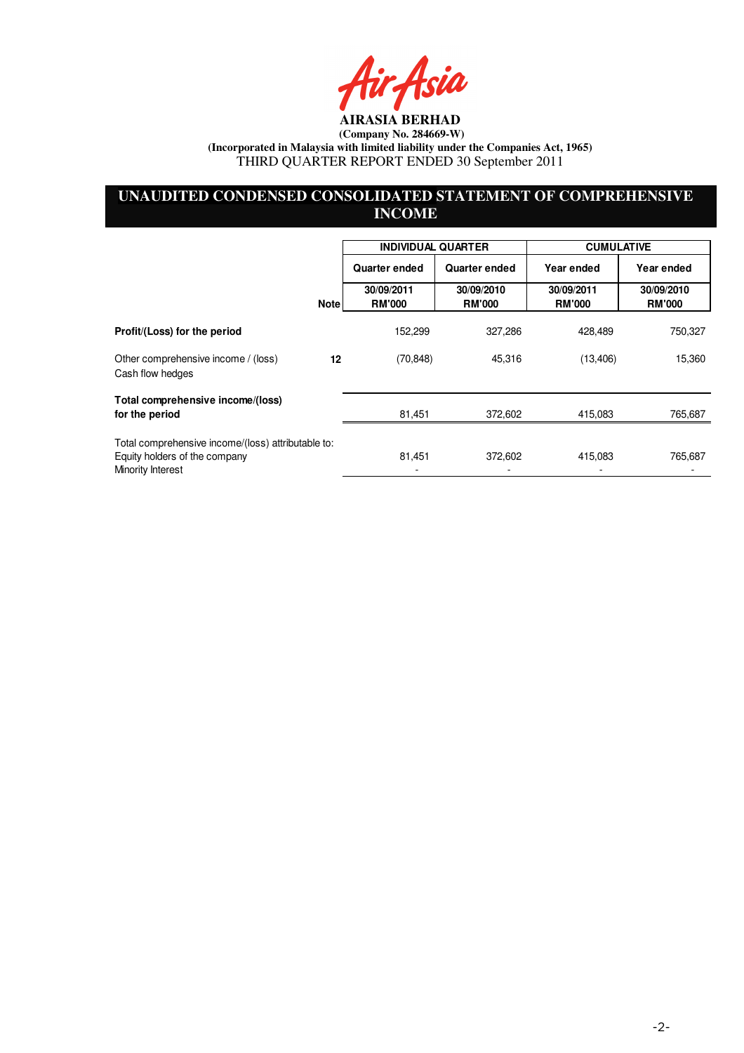**AIRASIA BERHAD**

**(Company No. 284669-W)**

**(Incorporated in Malaysia with limited liability under the Companies Act, 1965)**

THIRD QUARTER REPORT ENDED 30 September 2011

## UNAUDITED CONDENSED CONSOLIDATED STATEMENT OF COMPREHENSIVE INCOME

| | | INDIVIDUAL QUARTER | | CUMULATIVE | |
|---|---|---|---|---|---|
| | | Quarter ended | Quarter ended | Year ended | Year ended |
| | Note | 30/09/2011 RM'000 | 30/09/2010 RM'000 | 30/09/2011 RM'000 | 30/09/2010 RM'000 |
| **Profit/(Loss) for the period** | | 152,299 | 327,286 | 428,489 | 750,327 |
| Other comprehensive income / (loss) Cash flow hedges | 12 | (70,848) | 45,316 | (13,406) | 15,360 |
| **Total comprehensive income/(loss) for the period** | | 81,451 | 372,602 | 415,083 | 765,687 |
| Total comprehensive income/(loss) attributable to: | | | | | |
| Equity holders of the company | | 81,451 | 372,602 | 415,083 | 765,687 |
| Minority Interest | | - | - | - | - |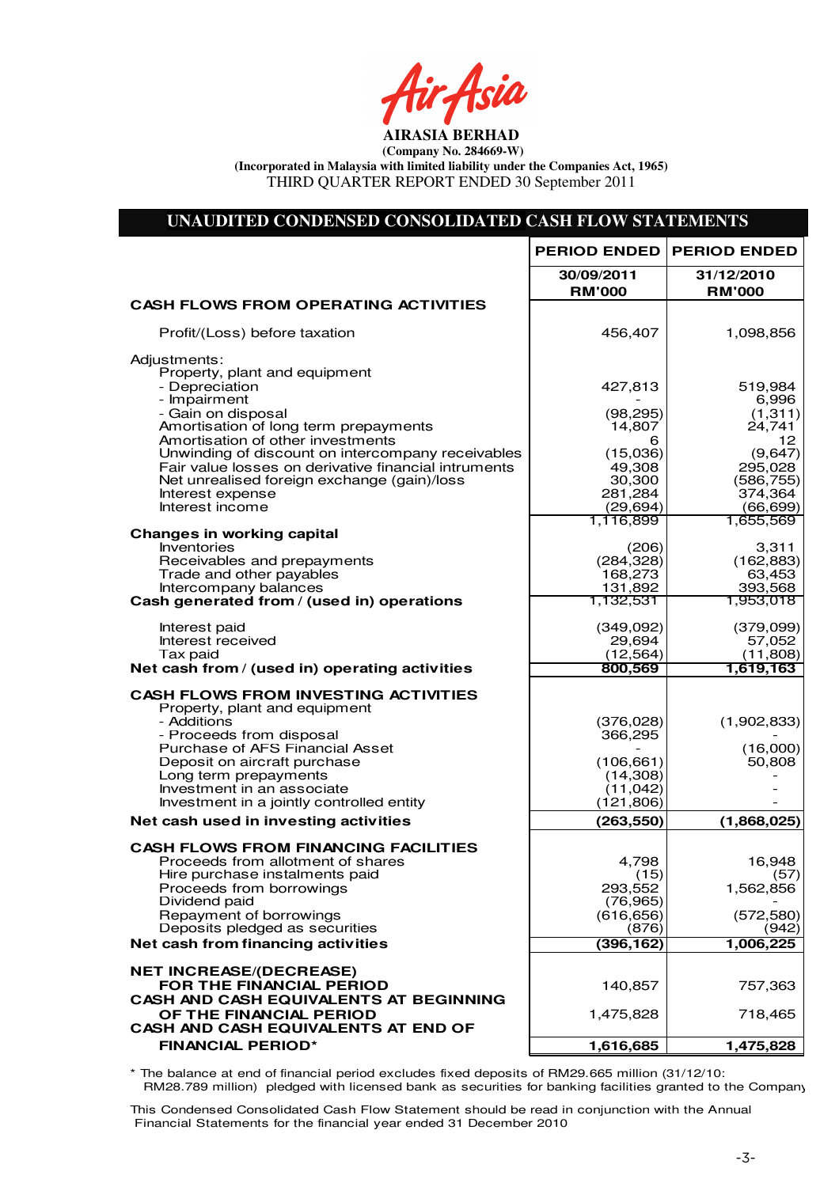AirAsia

**AIRASIA BERHAD**
**(Company No. 284669-W)**
**(Incorporated in Malaysia with limited liability under the Companies Act, 1965)**
THIRD QUARTER REPORT ENDED 30 September 2011

## UNAUDITED CONDENSED CONSOLIDATED CASH FLOW STATEMENTS

| | PERIOD ENDED 30/09/2011 RM'000 | PERIOD ENDED 31/12/2010 RM'000 |
|---|---|---|
| **CASH FLOWS FROM OPERATING ACTIVITIES** | | |
| Profit/(Loss) before taxation | 456,407 | 1,098,856 |
| Adjustments: | | |
| Property, plant and equipment | | |
| - Depreciation | 427,813 | 519,984 |
| - Impairment | - | 6,996 |
| - Gain on disposal | (98,295) | (1,311) |
| Amortisation of long term prepayments | 14,807 | 24,741 |
| Amortisation of other investments | 6 | 12 |
| Unwinding of discount on intercompany receivables | (15,036) | (9,647) |
| Fair value losses on derivative financial intruments | 49,308 | 295,028 |
| Net unrealised foreign exchange (gain)/loss | 30,300 | (586,755) |
| Interest expense | 281,284 | 374,364 |
| Interest income | (29,694) | (66,699) |
| | 1,116,899 | 1,655,569 |
| **Changes in working capital** | | |
| Inventories | (206) | 3,311 |
| Receivables and prepayments | (284,328) | (162,883) |
| Trade and other payables | 168,273 | 63,453 |
| Intercompany balances | 131,892 | 393,568 |
| **Cash generated from / (used in) operations** | 1,132,531 | 1,953,018 |
| Interest paid | (349,092) | (379,099) |
| Interest received | 29,694 | 57,052 |
| Tax paid | (12,564) | (11,808) |
| **Net cash from / (used in) operating activities** | **800,569** | **1,619,163** |
| **CASH FLOWS FROM INVESTING ACTIVITIES** | | |
| Property, plant and equipment | | |
| - Additions | (376,028) | (1,902,833) |
| - Proceeds from disposal | 366,295 | - |
| Purchase of AFS Financial Asset | - | (16,000) |
| Deposit on aircraft purchase | (106,661) | 50,808 |
| Long term prepayments | (14,308) | - |
| Investment in an associate | (11,042) | - |
| Investment in a jointly controlled entity | (121,806) | - |
| **Net cash used in investing activities** | **(263,550)** | **(1,868,025)** |
| **CASH FLOWS FROM FINANCING FACILITIES** | | |
| Proceeds from allotment of shares | 4,798 | 16,948 |
| Hire purchase instalments paid | (15) | (57) |
| Proceeds from borrowings | 293,552 | 1,562,856 |
| Dividend paid | (76,965) | - |
| Repayment of borrowings | (616,656) | (572,580) |
| Deposits pledged as securities | (876) | (942) |
| **Net cash from financing activities** | **(396,162)** | **1,006,225** |
| **NET INCREASE/(DECREASE) FOR THE FINANCIAL PERIOD** | 140,857 | 757,363 |
| **CASH AND CASH EQUIVALENTS AT BEGINNING OF THE FINANCIAL PERIOD** | 1,475,828 | 718,465 |
| **CASH AND CASH EQUIVALENTS AT END OF FINANCIAL PERIOD*** | **1,616,685** | **1,475,828** |

\* The balance at end of financial period excludes fixed deposits of RM29.665 million (31/12/10: RM28.789 million) pledged with licensed bank as securities for banking facilities granted to the Company

This Condensed Consolidated Cash Flow Statement should be read in conjunction with the Annual Financial Statements for the financial year ended 31 December 2010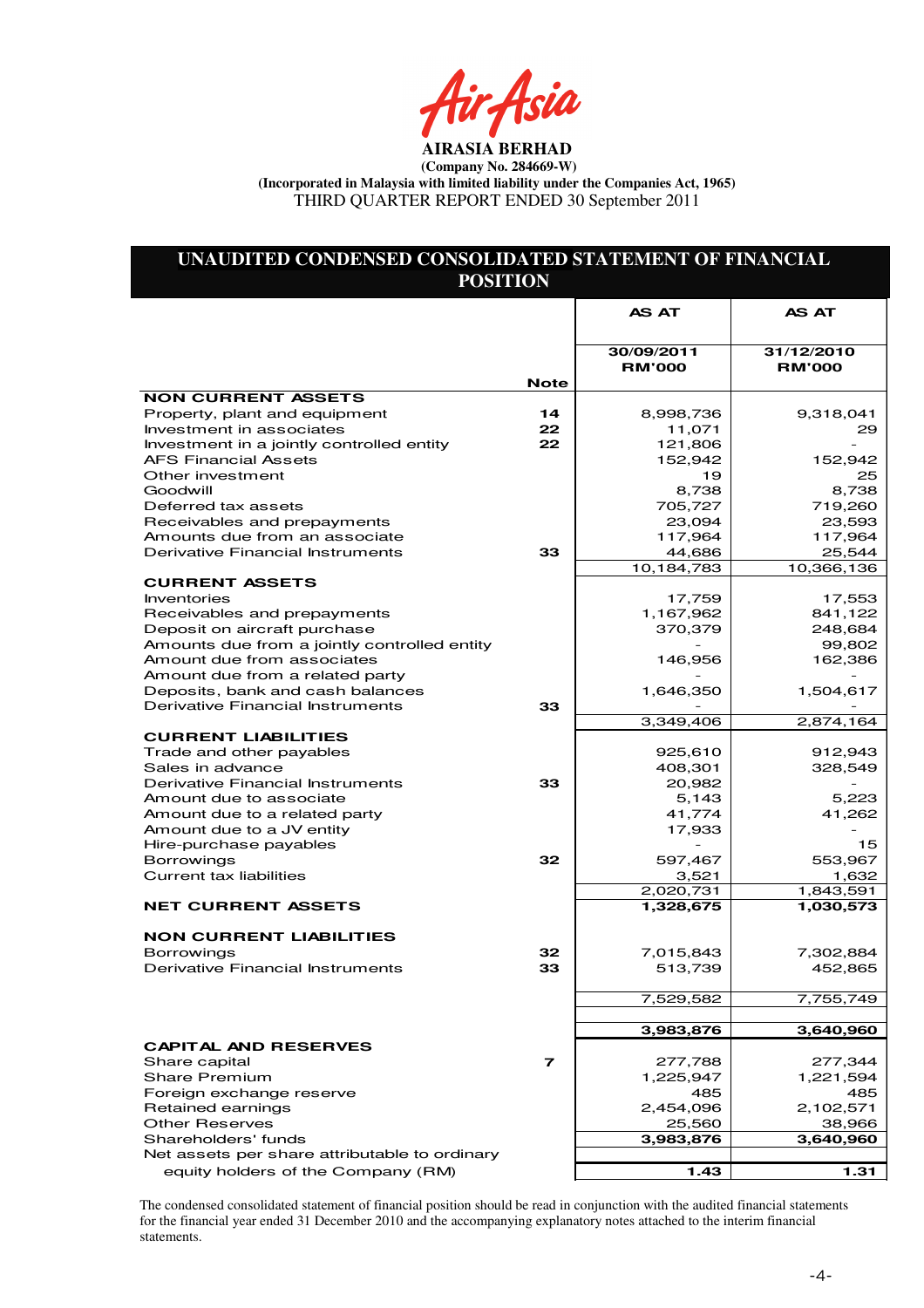**AIRASIA BERHAD**

**(Company No. 284669-W)**

**(Incorporated in Malaysia with limited liability under the Companies Act, 1965)**

THIRD QUARTER REPORT ENDED 30 September 2011

## UNAUDITED CONDENSED CONSOLIDATED STATEMENT OF FINANCIAL POSITION

| | Note | AS AT 30/09/2011 RM'000 | AS AT 31/12/2010 RM'000 |
|---|---|---|---|
| **NON CURRENT ASSETS** | | | |
| Property, plant and equipment | 14 | 8,998,736 | 9,318,041 |
| Investment in associates | 22 | 11,071 | 29 |
| Investment in a jointly controlled entity | 22 | 121,806 | - |
| AFS Financial Assets | | 152,942 | 152,942 |
| Other investment | | 19 | 25 |
| Goodwill | | 8,738 | 8,738 |
| Deferred tax assets | | 705,727 | 719,260 |
| Receivables and prepayments | | 23,094 | 23,593 |
| Amounts due from an associate | | 117,964 | 117,964 |
| Derivative Financial Instruments | 33 | 44,686 | 25,544 |
| | | 10,184,783 | 10,366,136 |
| **CURRENT ASSETS** | | | |
| Inventories | | 17,759 | 17,553 |
| Receivables and prepayments | | 1,167,962 | 841,122 |
| Deposit on aircraft purchase | | 370,379 | 248,684 |
| Amounts due from a jointly controlled entity | | - | 99,802 |
| Amount due from associates | | 146,956 | 162,386 |
| Amount due from a related party | | - | - |
| Deposits, bank and cash balances | | 1,646,350 | 1,504,617 |
| Derivative Financial Instruments | 33 | - | - |
| | | 3,349,406 | 2,874,164 |
| **CURRENT LIABILITIES** | | | |
| Trade and other payables | | 925,610 | 912,943 |
| Sales in advance | | 408,301 | 328,549 |
| Derivative Financial Instruments | 33 | 20,982 | - |
| Amount due to associate | | 5,143 | 5,223 |
| Amount due to a related party | | 41,774 | 41,262 |
| Amount due to a JV entity | | 17,933 | - |
| Hire-purchase payables | | - | 15 |
| Borrowings | 32 | 597,467 | 553,967 |
| Current tax liabilities | | 3,521 | 1,632 |
| | | 2,020,731 | 1,843,591 |
| **NET CURRENT ASSETS** | | **1,328,675** | **1,030,573** |
| **NON CURRENT LIABILITIES** | | | |
| Borrowings | 32 | 7,015,843 | 7,302,884 |
| Derivative Financial Instruments | 33 | 513,739 | 452,865 |
| | | 7,529,582 | 7,755,749 |
| | | **3,983,876** | **3,640,960** |
| **CAPITAL AND RESERVES** | | | |
| Share capital | 7 | 277,788 | 277,344 |
| Share Premium | | 1,225,947 | 1,221,594 |
| Foreign exchange reserve | | 485 | 485 |
| Retained earnings | | 2,454,096 | 2,102,571 |
| Other Reserves | | 25,560 | 38,966 |
| Shareholders' funds | | **3,983,876** | **3,640,960** |
| Net assets per share attributable to ordinary equity holders of the Company (RM) | | **1.43** | **1.31** |

The condensed consolidated statement of financial position should be read in conjunction with the audited financial statements for the financial year ended 31 December 2010 and the accompanying explanatory notes attached to the interim financial statements.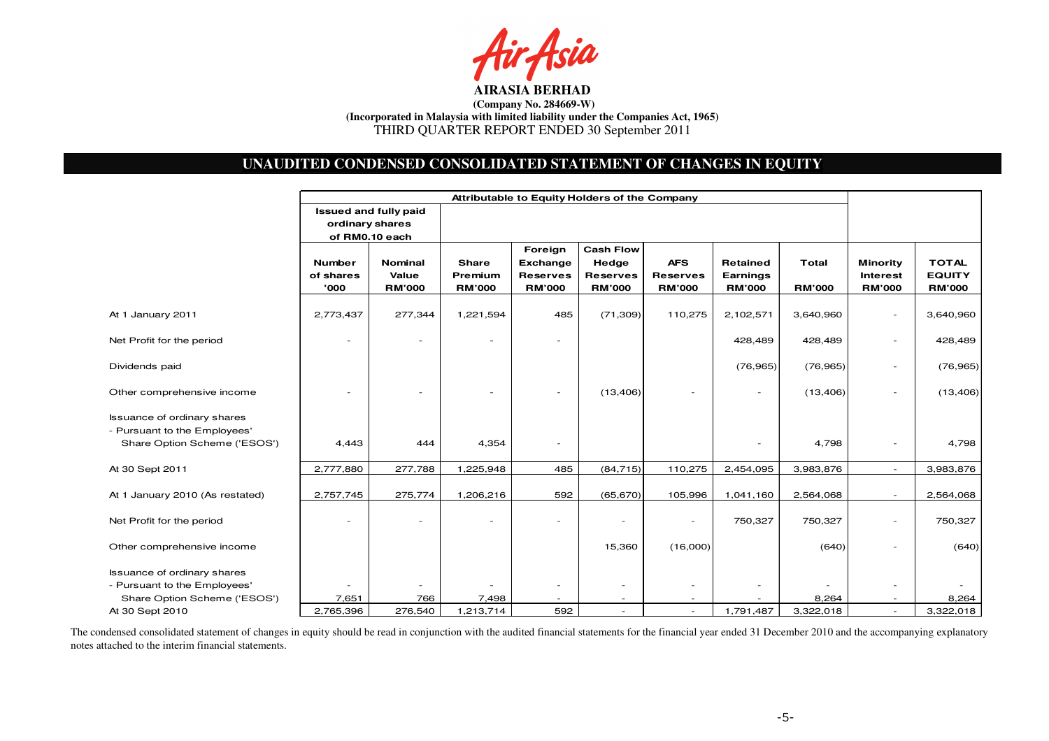**AIRASIA BERHAD**
**(Company No. 284669-W)**
**(Incorporated in Malaysia with limited liability under the Companies Act, 1965)**
THIRD QUARTER REPORT ENDED 30 September 2011

## UNAUDITED CONDENSED CONSOLIDATED STATEMENT OF CHANGES IN EQUITY

| | Attributable to Equity Holders of the Company | | | | | | | | | |
|---|---|---|---|---|---|---|---|---|---|---|
| | Issued and fully paid ordinary shares of RM0.10 each | | | | | | | | | |
| | Number of shares '000 | Nominal Value RM'000 | Share Premium RM'000 | Foreign Exchange Reserves RM'000 | Cash Flow Hedge Reserves RM'000 | AFS Reserves RM'000 | Retained Earnings RM'000 | Total RM'000 | Minority Interest RM'000 | TOTAL EQUITY RM'000 |
| At 1 January 2011 | 2,773,437 | 277,344 | 1,221,594 | 485 | (71,309) | 110,275 | 2,102,571 | 3,640,960 | - | 3,640,960 |
| Net Profit for the period | - | - | - | - | | | 428,489 | 428,489 | - | 428,489 |
| Dividends paid | | | | | | | (76,965) | (76,965) | - | (76,965) |
| Other comprehensive income | - | - | - | - | (13,406) | - | - | (13,406) | - | (13,406) |
| Issuance of ordinary shares - Pursuant to the Employees' Share Option Scheme ('ESOS') | 4,443 | 444 | 4,354 | - | | | - | 4,798 | - | 4,798 |
| At 30 Sept 2011 | 2,777,880 | 277,788 | 1,225,948 | 485 | (84,715) | 110,275 | 2,454,095 | 3,983,876 | - | 3,983,876 |
| At 1 January 2010 (As restated) | 2,757,745 | 275,774 | 1,206,216 | 592 | (65,670) | 105,996 | 1,041,160 | 2,564,068 | - | 2,564,068 |
| Net Profit for the period | - | - | - | - | - | - | 750,327 | 750,327 | - | 750,327 |
| Other comprehensive income | | | | | 15,360 | (16,000) | | (640) | - | (640) |
| Issuance of ordinary shares - Pursuant to the Employees' Share Option Scheme ('ESOS') | 7,651 | 766 | 7,498 | - | - | - | - | 8,264 | - | 8,264 |
| At 30 Sept 2010 | 2,765,396 | 276,540 | 1,213,714 | 592 | - | - | 1,791,487 | 3,322,018 | - | 3,322,018 |

The condensed consolidated statement of changes in equity should be read in conjunction with the audited financial statements for the financial year ended 31 December 2010 and the accompanying explanatory notes attached to the interim financial statements.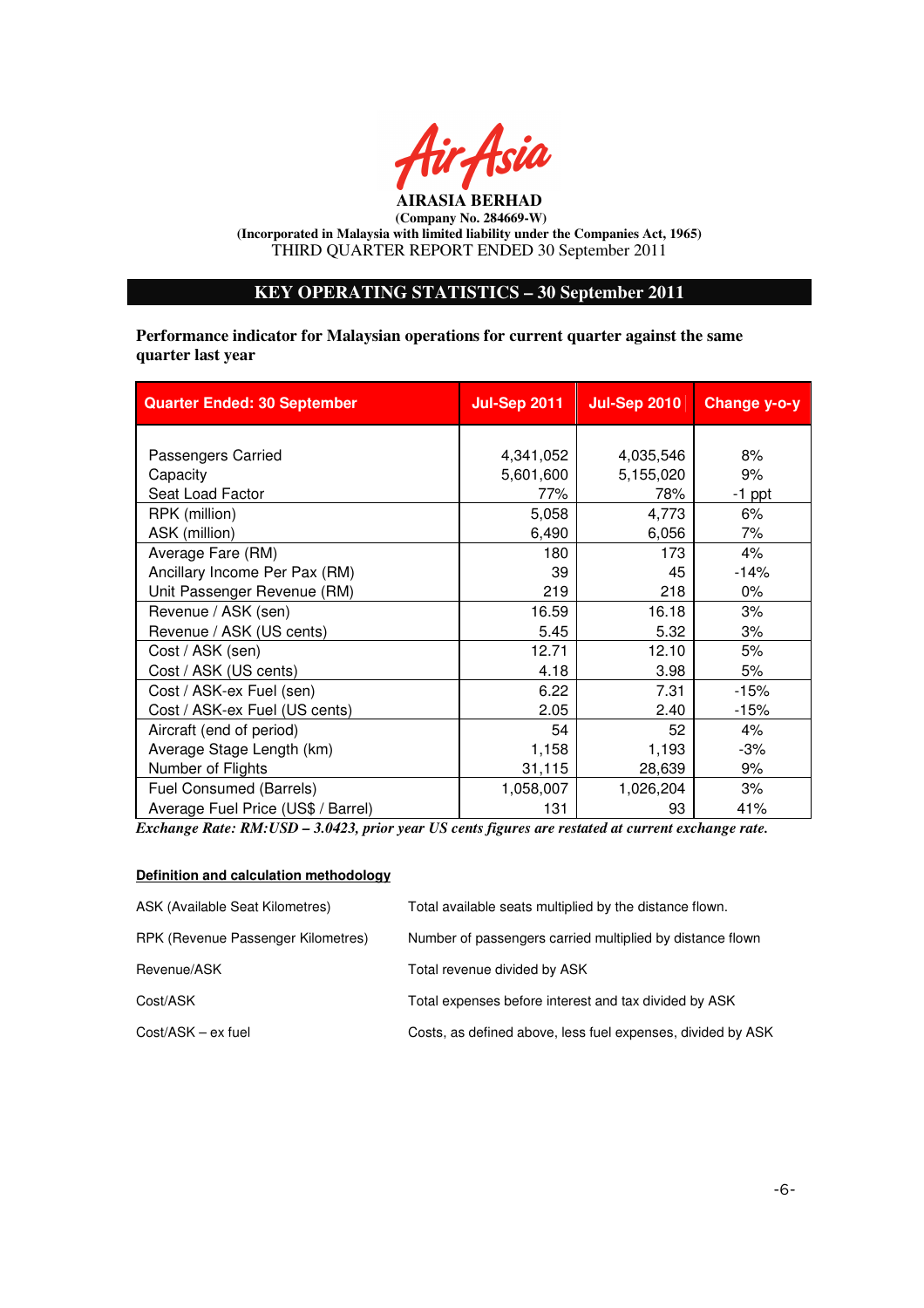**AIRASIA BERHAD**
**(Company No. 284669-W)**
**(Incorporated in Malaysia with limited liability under the Companies Act, 1965)**
THIRD QUARTER REPORT ENDED 30 September 2011

## KEY OPERATING STATISTICS – 30 September 2011

**Performance indicator for Malaysian operations for current quarter against the same quarter last year**

| Quarter Ended: 30 September | Jul-Sep 2011 | Jul-Sep 2010 | Change y-o-y |
|---|---|---|---|
| Passengers Carried | 4,341,052 | 4,035,546 | 8% |
| Capacity | 5,601,600 | 5,155,020 | 9% |
| Seat Load Factor | 77% | 78% | -1 ppt |
| RPK (million) | 5,058 | 4,773 | 6% |
| ASK (million) | 6,490 | 6,056 | 7% |
| Average Fare (RM) | 180 | 173 | 4% |
| Ancillary Income Per Pax (RM) | 39 | 45 | -14% |
| Unit Passenger Revenue (RM) | 219 | 218 | 0% |
| Revenue / ASK (sen) | 16.59 | 16.18 | 3% |
| Revenue / ASK (US cents) | 5.45 | 5.32 | 3% |
| Cost / ASK (sen) | 12.71 | 12.10 | 5% |
| Cost / ASK (US cents) | 4.18 | 3.98 | 5% |
| Cost / ASK-ex Fuel (sen) | 6.22 | 7.31 | -15% |
| Cost / ASK-ex Fuel (US cents) | 2.05 | 2.40 | -15% |
| Aircraft (end of period) | 54 | 52 | 4% |
| Average Stage Length (km) | 1,158 | 1,193 | -3% |
| Number of Flights | 31,115 | 28,639 | 9% |
| Fuel Consumed (Barrels) | 1,058,007 | 1,026,204 | 3% |
| Average Fuel Price (US$ / Barrel) | 131 | 93 | 41% |

***Exchange Rate: RM:USD – 3.0423, prior year US cents figures are restated at current exchange rate.***

**Definition and calculation methodology**

| | |
|---|---|
| ASK (Available Seat Kilometres) | Total available seats multiplied by the distance flown. |
| RPK (Revenue Passenger Kilometres) | Number of passengers carried multiplied by distance flown |
| Revenue/ASK | Total revenue divided by ASK |
| Cost/ASK | Total expenses before interest and tax divided by ASK |
| Cost/ASK – ex fuel | Costs, as defined above, less fuel expenses, divided by ASK |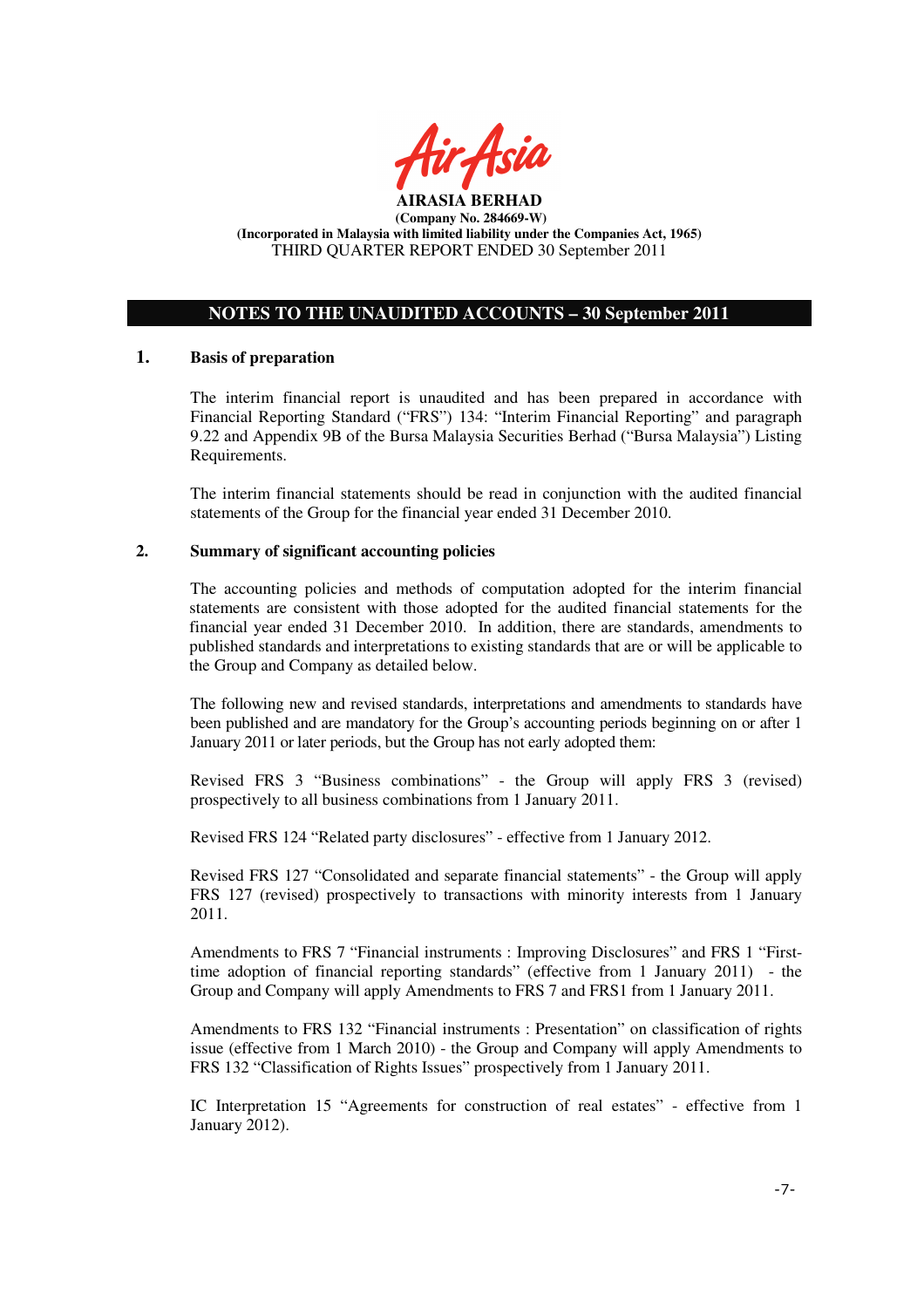**AIRASIA BERHAD**
**(Company No. 284669-W)**
**(Incorporated in Malaysia with limited liability under the Companies Act, 1965)**
THIRD QUARTER REPORT ENDED 30 September 2011

## NOTES TO THE UNAUDITED ACCOUNTS – 30 September 2011

### 1. Basis of preparation

The interim financial report is unaudited and has been prepared in accordance with Financial Reporting Standard ("FRS") 134: "Interim Financial Reporting" and paragraph 9.22 and Appendix 9B of the Bursa Malaysia Securities Berhad ("Bursa Malaysia") Listing Requirements.

The interim financial statements should be read in conjunction with the audited financial statements of the Group for the financial year ended 31 December 2010.

### 2. Summary of significant accounting policies

The accounting policies and methods of computation adopted for the interim financial statements are consistent with those adopted for the audited financial statements for the financial year ended 31 December 2010. In addition, there are standards, amendments to published standards and interpretations to existing standards that are or will be applicable to the Group and Company as detailed below.

The following new and revised standards, interpretations and amendments to standards have been published and are mandatory for the Group's accounting periods beginning on or after 1 January 2011 or later periods, but the Group has not early adopted them:

Revised FRS 3 "Business combinations" - the Group will apply FRS 3 (revised) prospectively to all business combinations from 1 January 2011.

Revised FRS 124 "Related party disclosures" - effective from 1 January 2012.

Revised FRS 127 "Consolidated and separate financial statements" - the Group will apply FRS 127 (revised) prospectively to transactions with minority interests from 1 January 2011.

Amendments to FRS 7 "Financial instruments : Improving Disclosures" and FRS 1 "First-time adoption of financial reporting standards" (effective from 1 January 2011) - the Group and Company will apply Amendments to FRS 7 and FRS1 from 1 January 2011.

Amendments to FRS 132 "Financial instruments : Presentation" on classification of rights issue (effective from 1 March 2010) - the Group and Company will apply Amendments to FRS 132 "Classification of Rights Issues" prospectively from 1 January 2011.

IC Interpretation 15 "Agreements for construction of real estates" - effective from 1 January 2012).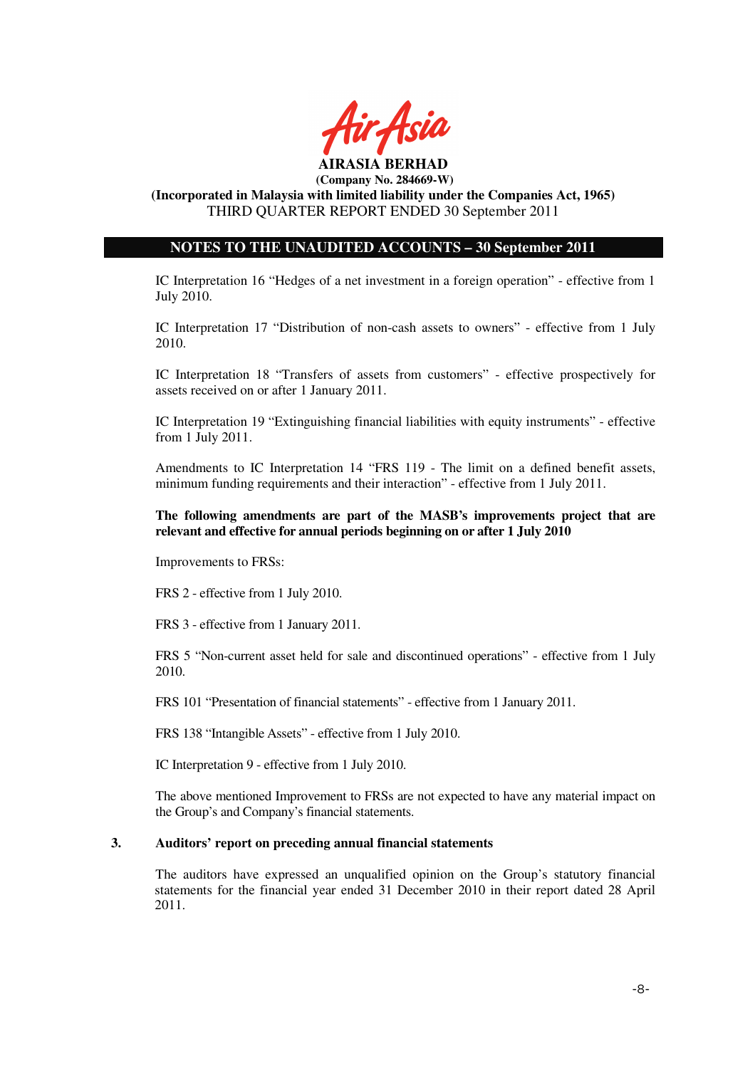IC Interpretation 16 "Hedges of a net investment in a foreign operation" - effective from 1 July 2010.

IC Interpretation 17 "Distribution of non-cash assets to owners" - effective from 1 July 2010.

IC Interpretation 18 "Transfers of assets from customers" - effective prospectively for assets received on or after 1 January 2011.

IC Interpretation 19 "Extinguishing financial liabilities with equity instruments" - effective from 1 July 2011.

Amendments to IC Interpretation 14 "FRS 119 - The limit on a defined benefit assets, minimum funding requirements and their interaction" - effective from 1 July 2011.

**The following amendments are part of the MASB's improvements project that are relevant and effective for annual periods beginning on or after 1 July 2010**

Improvements to FRSs:

FRS 2 - effective from 1 July 2010.

FRS 3 - effective from 1 January 2011.

FRS 5 "Non-current asset held for sale and discontinued operations" - effective from 1 July 2010.

FRS 101 "Presentation of financial statements" - effective from 1 January 2011.

FRS 138 "Intangible Assets" - effective from 1 July 2010.

IC Interpretation 9 - effective from 1 July 2010.

The above mentioned Improvement to FRSs are not expected to have any material impact on the Group's and Company's financial statements.

## 3. Auditors' report on preceding annual financial statements

The auditors have expressed an unqualified opinion on the Group's statutory financial statements for the financial year ended 31 December 2010 in their report dated 28 April 2011.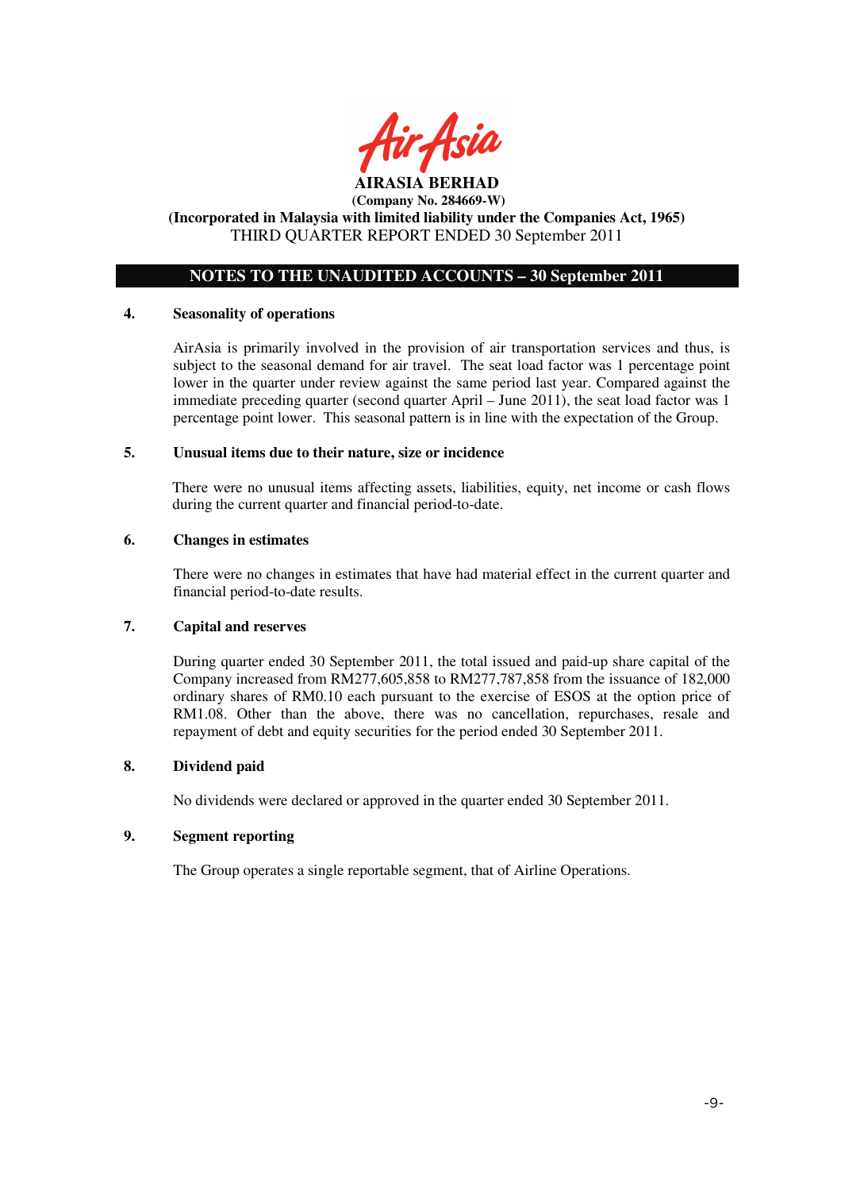**AIRASIA BERHAD**
**(Company No. 284669-W)**
**(Incorporated in Malaysia with limited liability under the Companies Act, 1965)**
THIRD QUARTER REPORT ENDED 30 September 2011

## NOTES TO THE UNAUDITED ACCOUNTS – 30 September 2011

### 4. Seasonality of operations

AirAsia is primarily involved in the provision of air transportation services and thus, is subject to the seasonal demand for air travel. The seat load factor was 1 percentage point lower in the quarter under review against the same period last year. Compared against the immediate preceding quarter (second quarter April – June 2011), the seat load factor was 1 percentage point lower. This seasonal pattern is in line with the expectation of the Group.

### 5. Unusual items due to their nature, size or incidence

There were no unusual items affecting assets, liabilities, equity, net income or cash flows during the current quarter and financial period-to-date.

### 6. Changes in estimates

There were no changes in estimates that have had material effect in the current quarter and financial period-to-date results.

### 7. Capital and reserves

During quarter ended 30 September 2011, the total issued and paid-up share capital of the Company increased from RM277,605,858 to RM277,787,858 from the issuance of 182,000 ordinary shares of RM0.10 each pursuant to the exercise of ESOS at the option price of RM1.08. Other than the above, there was no cancellation, repurchases, resale and repayment of debt and equity securities for the period ended 30 September 2011.

### 8. Dividend paid

No dividends were declared or approved in the quarter ended 30 September 2011.

### 9. Segment reporting

The Group operates a single reportable segment, that of Airline Operations.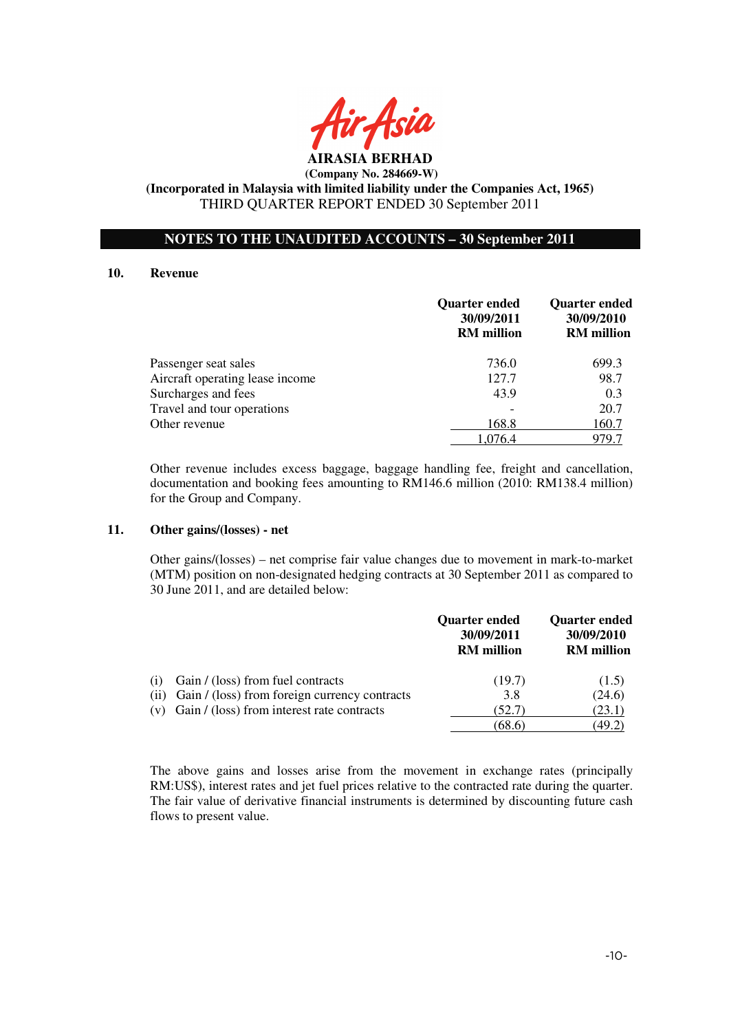**AIRASIA BERHAD**
**(Company No. 284669-W)**
**(Incorporated in Malaysia with limited liability under the Companies Act, 1965)**
THIRD QUARTER REPORT ENDED 30 September 2011

## NOTES TO THE UNAUDITED ACCOUNTS – 30 September 2011

### 10. Revenue

| | Quarter ended 30/09/2011 RM million | Quarter ended 30/09/2010 RM million |
|---|---|---|
| Passenger seat sales | 736.0 | 699.3 |
| Aircraft operating lease income | 127.7 | 98.7 |
| Surcharges and fees | 43.9 | 0.3 |
| Travel and tour operations | - | 20.7 |
| Other revenue | 168.8 | 160.7 |
| | 1,076.4 | 979.7 |

Other revenue includes excess baggage, baggage handling fee, freight and cancellation, documentation and booking fees amounting to RM146.6 million (2010: RM138.4 million) for the Group and Company.

### 11. Other gains/(losses) - net

Other gains/(losses) – net comprise fair value changes due to movement in mark-to-market (MTM) position on non-designated hedging contracts at 30 September 2011 as compared to 30 June 2011, and are detailed below:

| | Quarter ended 30/09/2011 RM million | Quarter ended 30/09/2010 RM million |
|---|---|---|
| (i) Gain / (loss) from fuel contracts | (19.7) | (1.5) |
| (ii) Gain / (loss) from foreign currency contracts | 3.8 | (24.6) |
| (v) Gain / (loss) from interest rate contracts | (52.7) | (23.1) |
| | (68.6) | (49.2) |

The above gains and losses arise from the movement in exchange rates (principally RM:US$), interest rates and jet fuel prices relative to the contracted rate during the quarter. The fair value of derivative financial instruments is determined by discounting future cash flows to present value.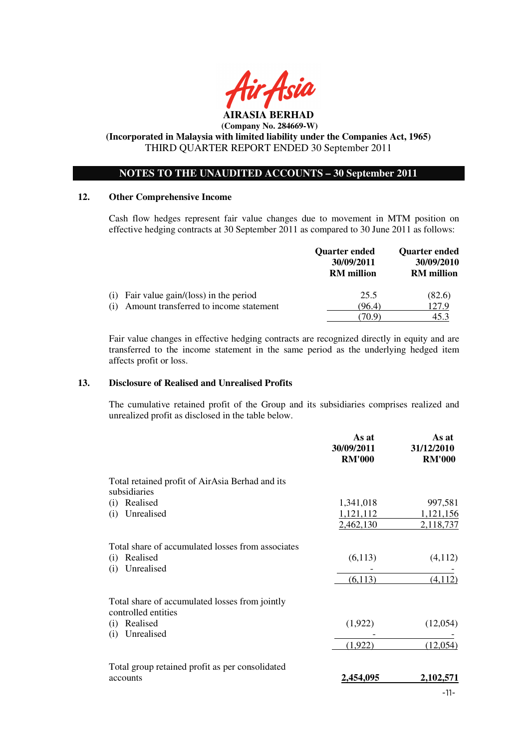**AIRASIA BERHAD**

**(Company No. 284669-W)**

**(Incorporated in Malaysia with limited liability under the Companies Act, 1965)**

THIRD QUARTER REPORT ENDED 30 September 2011

## NOTES TO THE UNAUDITED ACCOUNTS – 30 September 2011

### 12. Other Comprehensive Income

Cash flow hedges represent fair value changes due to movement in MTM position on effective hedging contracts at 30 September 2011 as compared to 30 June 2011 as follows:

| | Quarter ended 30/09/2011 RM million | Quarter ended 30/09/2010 RM million |
|---|---|---|
| (i) Fair value gain/(loss) in the period | 25.5 | (82.6) |
| (i) Amount transferred to income statement | (96.4) | 127.9 |
| | (70.9) | 45.3 |

Fair value changes in effective hedging contracts are recognized directly in equity and are transferred to the income statement in the same period as the underlying hedged item affects profit or loss.

### 13. Disclosure of Realised and Unrealised Profits

The cumulative retained profit of the Group and its subsidiaries comprises realized and unrealized profit as disclosed in the table below.

| | As at 30/09/2011 RM'000 | As at 31/12/2010 RM'000 |
|---|---|---|
| Total retained profit of AirAsia Berhad and its subsidiaries | | |
| (i) Realised | 1,341,018 | 997,581 |
| (i) Unrealised | 1,121,112 | 1,121,156 |
| | 2,462,130 | 2,118,737 |
| Total share of accumulated losses from associates | | |
| (i) Realised | (6,113) | (4,112) |
| (i) Unrealised | - | - |
| | (6,113) | (4,112) |
| Total share of accumulated losses from jointly controlled entities | | |
| (i) Realised | (1,922) | (12,054) |
| (i) Unrealised | - | - |
| | (1,922) | (12,054) |
| Total group retained profit as per consolidated accounts | **2,454,095** | **2,102,571** |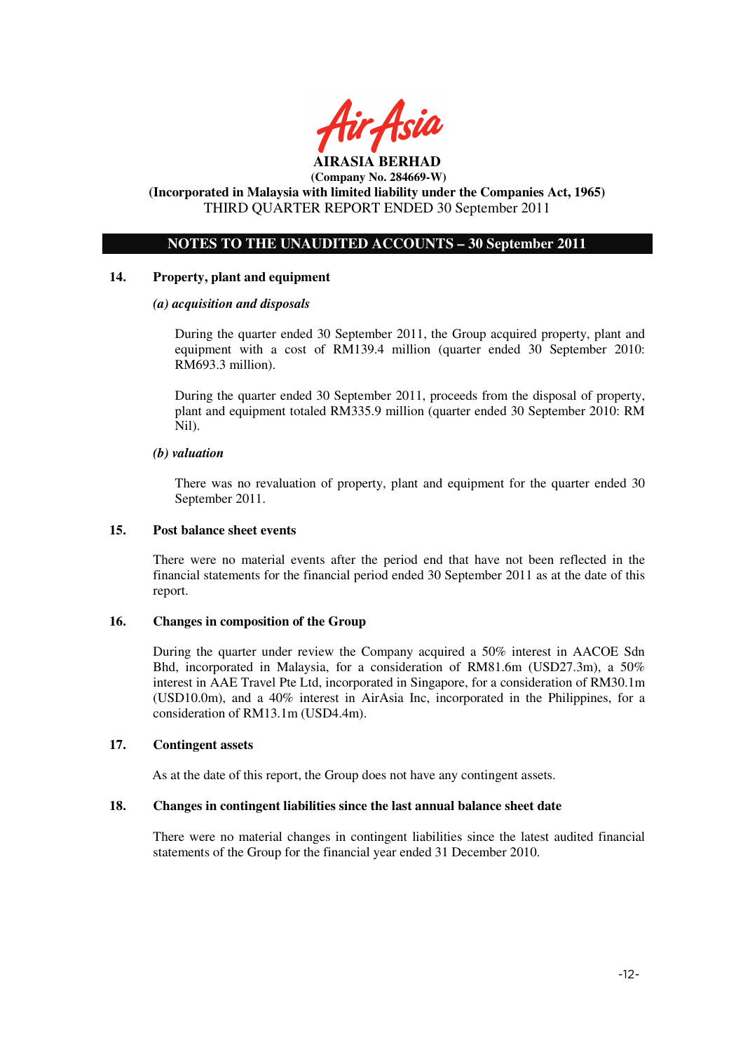**AIRASIA BERHAD**

**(Company No. 284669-W)**

**(Incorporated in Malaysia with limited liability under the Companies Act, 1965)**

THIRD QUARTER REPORT ENDED 30 September 2011

## NOTES TO THE UNAUDITED ACCOUNTS – 30 September 2011

### 14. Property, plant and equipment

***(a) acquisition and disposals***

During the quarter ended 30 September 2011, the Group acquired property, plant and equipment with a cost of RM139.4 million (quarter ended 30 September 2010: RM693.3 million).

During the quarter ended 30 September 2011, proceeds from the disposal of property, plant and equipment totaled RM335.9 million (quarter ended 30 September 2010: RM Nil).

***(b) valuation***

There was no revaluation of property, plant and equipment for the quarter ended 30 September 2011.

### 15. Post balance sheet events

There were no material events after the period end that have not been reflected in the financial statements for the financial period ended 30 September 2011 as at the date of this report.

### 16. Changes in composition of the Group

During the quarter under review the Company acquired a 50% interest in AACOE Sdn Bhd, incorporated in Malaysia, for a consideration of RM81.6m (USD27.3m), a 50% interest in AAE Travel Pte Ltd, incorporated in Singapore, for a consideration of RM30.1m (USD10.0m), and a 40% interest in AirAsia Inc, incorporated in the Philippines, for a consideration of RM13.1m (USD4.4m).

### 17. Contingent assets

As at the date of this report, the Group does not have any contingent assets.

### 18. Changes in contingent liabilities since the last annual balance sheet date

There were no material changes in contingent liabilities since the latest audited financial statements of the Group for the financial year ended 31 December 2010.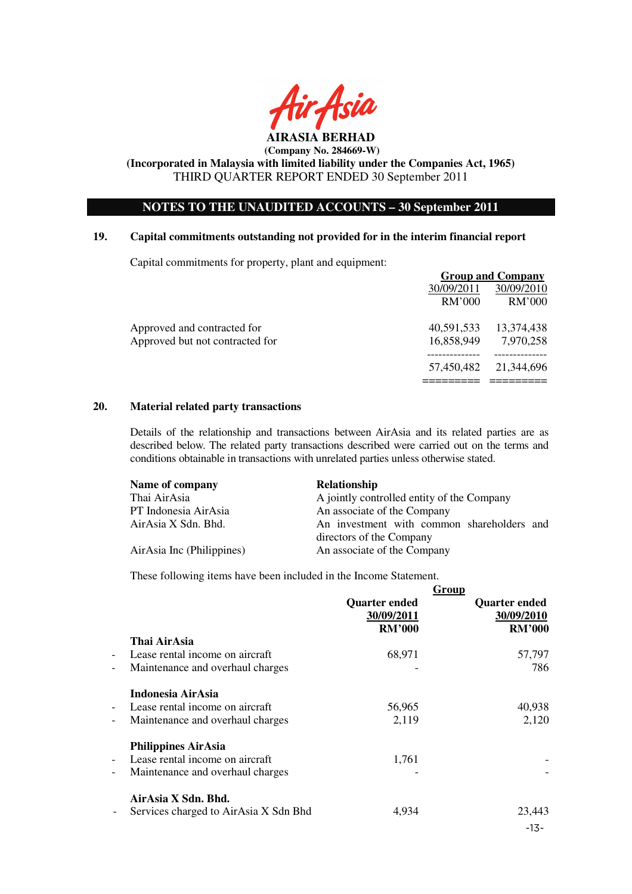**AIRASIA BERHAD**
**(Company No. 284669-W)**
**(Incorporated in Malaysia with limited liability under the Companies Act, 1965)**
THIRD QUARTER REPORT ENDED 30 September 2011

## NOTES TO THE UNAUDITED ACCOUNTS – 30 September 2011

### 19. Capital commitments outstanding not provided for in the interim financial report

Capital commitments for property, plant and equipment:

| | Group and Company | |
|---|---|---|
| | 30/09/2011 | 30/09/2010 |
| | RM'000 | RM'000 |
| Approved and contracted for | 40,591,533 | 13,374,438 |
| Approved but not contracted for | 16,858,949 | 7,970,258 |
| | 57,450,482 | 21,344,696 |

### 20. Material related party transactions

Details of the relationship and transactions between AirAsia and its related parties are as described below. The related party transactions described were carried out on the terms and conditions obtainable in transactions with unrelated parties unless otherwise stated.

| Name of company | Relationship |
|---|---|
| Thai AirAsia | A jointly controlled entity of the Company |
| PT Indonesia AirAsia | An associate of the Company |
| AirAsia X Sdn. Bhd. | An investment with common shareholders and directors of the Company |
| AirAsia Inc (Philippines) | An associate of the Company |

These following items have been included in the Income Statement.

| | Group | |
|---|---|---|
| | **Quarter ended 30/09/2011 RM'000** | **Quarter ended 30/09/2010 RM'000** |
| **Thai AirAsia** | | |
| - Lease rental income on aircraft | 68,971 | 57,797 |
| - Maintenance and overhaul charges | - | 786 |
| **Indonesia AirAsia** | | |
| - Lease rental income on aircraft | 56,965 | 40,938 |
| - Maintenance and overhaul charges | 2,119 | 2,120 |
| **Philippines AirAsia** | | |
| - Lease rental income on aircraft | 1,761 | - |
| - Maintenance and overhaul charges | - | - |
| **AirAsia X Sdn. Bhd.** | | |
| - Services charged to AirAsia X Sdn Bhd | 4,934 | 23,443 |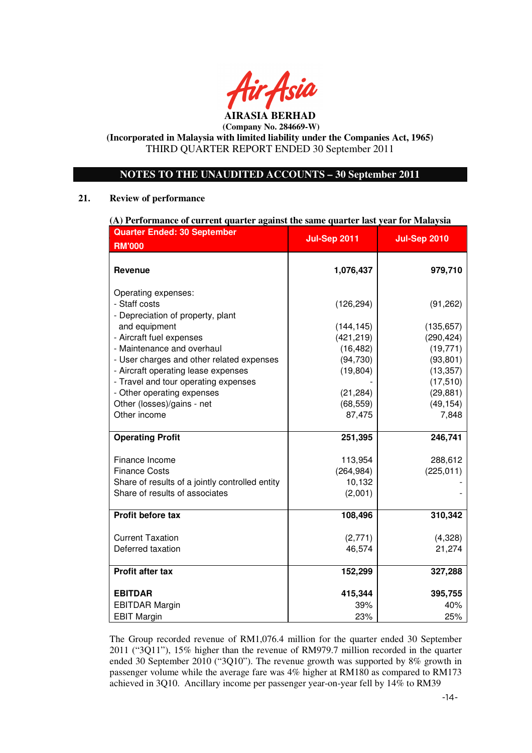**AIRASIA BERHAD**

**(Company No. 284669-W)**

**(Incorporated in Malaysia with limited liability under the Companies Act, 1965)**

THIRD QUARTER REPORT ENDED 30 September 2011

## NOTES TO THE UNAUDITED ACCOUNTS – 30 September 2011

### 21. Review of performance

**(A) Performance of current quarter against the same quarter last year for Malaysia**

| Quarter Ended: 30 September RM'000 | Jul-Sep 2011 | Jul-Sep 2010 |
|---|---|---|
| **Revenue** | **1,076,437** | **979,710** |
| Operating expenses: | | |
| - Staff costs | (126,294) | (91,262) |
| - Depreciation of property, plant and equipment | (144,145) | (135,657) |
| - Aircraft fuel expenses | (421,219) | (290,424) |
| - Maintenance and overhaul | (16,482) | (19,771) |
| - User charges and other related expenses | (94,730) | (93,801) |
| - Aircraft operating lease expenses | (19,804) | (13,357) |
| - Travel and tour operating expenses | - | (17,510) |
| - Other operating expenses | (21,284) | (29,881) |
| Other (losses)/gains - net | (68,559) | (49,154) |
| Other income | 87,475 | 7,848 |
| **Operating Profit** | **251,395** | **246,741** |
| Finance Income | 113,954 | 288,612 |
| Finance Costs | (264,984) | (225,011) |
| Share of results of a jointly controlled entity | 10,132 | - |
| Share of results of associates | (2,001) | - |
| **Profit before tax** | **108,496** | **310,342** |
| Current Taxation | (2,771) | (4,328) |
| Deferred taxation | 46,574 | 21,274 |
| **Profit after tax** | **152,299** | **327,288** |
| **EBITDAR** | **415,344** | **395,755** |
| EBITDAR Margin | 39% | 40% |
| EBIT Margin | 23% | 25% |

The Group recorded revenue of RM1,076.4 million for the quarter ended 30 September 2011 ("3Q11"), 15% higher than the revenue of RM979.7 million recorded in the quarter ended 30 September 2010 ("3Q10"). The revenue growth was supported by 8% growth in passenger volume while the average fare was 4% higher at RM180 as compared to RM173 achieved in 3Q10. Ancillary income per passenger year-on-year fell by 14% to RM39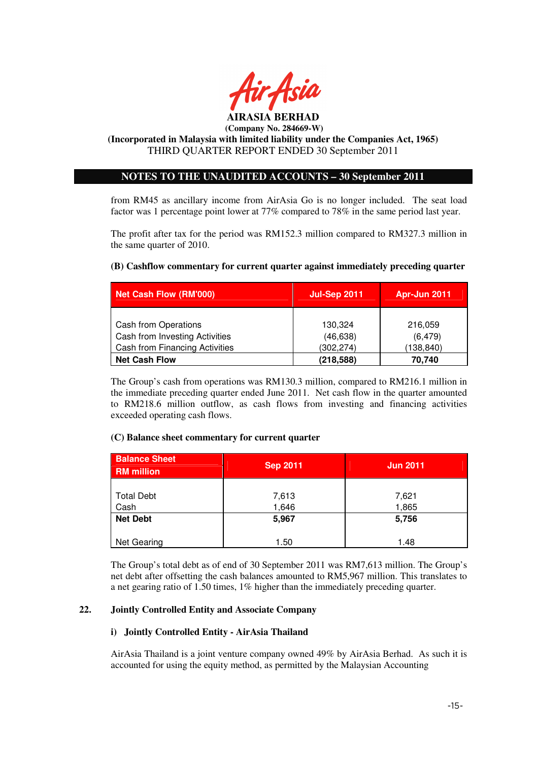from RM45 as ancillary income from AirAsia Go is no longer included. The seat load factor was 1 percentage point lower at 77% compared to 78% in the same period last year.

The profit after tax for the period was RM152.3 million compared to RM327.3 million in the same quarter of 2010.

**(B) Cashflow commentary for current quarter against immediately preceding quarter**

| Net Cash Flow (RM'000) | Jul-Sep 2011 | Apr-Jun 2011 |
|---|---|---|
| Cash from Operations | 130,324 | 216,059 |
| Cash from Investing Activities | (46,638) | (6,479) |
| Cash from Financing Activities | (302,274) | (138,840) |
| **Net Cash Flow** | **(218,588)** | **70,740** |

The Group's cash from operations was RM130.3 million, compared to RM216.1 million in the immediate preceding quarter ended June 2011. Net cash flow in the quarter amounted to RM218.6 million outflow, as cash flows from investing and financing activities exceeded operating cash flows.

**(C) Balance sheet commentary for current quarter**

| Balance Sheet RM million | Sep 2011 | Jun 2011 |
|---|---|---|
| Total Debt | 7,613 | 7,621 |
| Cash | 1,646 | 1,865 |
| **Net Debt** | **5,967** | **5,756** |
| Net Gearing | 1.50 | 1.48 |

The Group's total debt as of end of 30 September 2011 was RM7,613 million. The Group's net debt after offsetting the cash balances amounted to RM5,967 million. This translates to a net gearing ratio of 1.50 times, 1% higher than the immediately preceding quarter.

**22. Jointly Controlled Entity and Associate Company**

**i) Jointly Controlled Entity - AirAsia Thailand**

AirAsia Thailand is a joint venture company owned 49% by AirAsia Berhad. As such it is accounted for using the equity method, as permitted by the Malaysian Accounting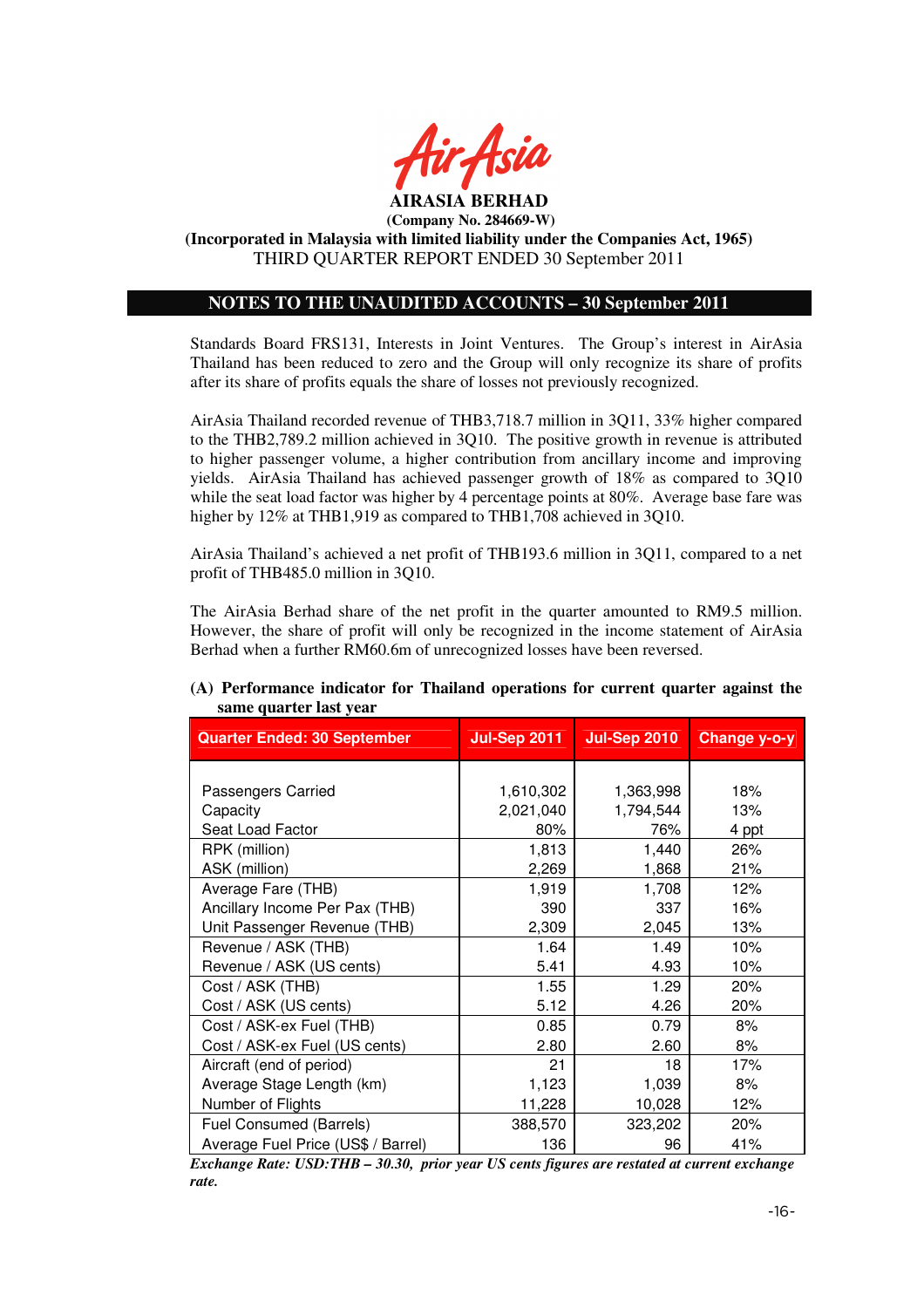**AIRASIA BERHAD**

**(Company No. 284669-W)**

**(Incorporated in Malaysia with limited liability under the Companies Act, 1965)**

THIRD QUARTER REPORT ENDED 30 September 2011

## NOTES TO THE UNAUDITED ACCOUNTS – 30 September 2011

Standards Board FRS131, Interests in Joint Ventures. The Group's interest in AirAsia Thailand has been reduced to zero and the Group will only recognize its share of profits after its share of profits equals the share of losses not previously recognized.

AirAsia Thailand recorded revenue of THB3,718.7 million in 3Q11, 33% higher compared to the THB2,789.2 million achieved in 3Q10. The positive growth in revenue is attributed to higher passenger volume, a higher contribution from ancillary income and improving yields. AirAsia Thailand has achieved passenger growth of 18% as compared to 3Q10 while the seat load factor was higher by 4 percentage points at 80%. Average base fare was higher by 12% at THB1,919 as compared to THB1,708 achieved in 3Q10.

AirAsia Thailand's achieved a net profit of THB193.6 million in 3Q11, compared to a net profit of THB485.0 million in 3Q10.

The AirAsia Berhad share of the net profit in the quarter amounted to RM9.5 million. However, the share of profit will only be recognized in the income statement of AirAsia Berhad when a further RM60.6m of unrecognized losses have been reversed.

**(A) Performance indicator for Thailand operations for current quarter against the same quarter last year**

| Quarter Ended: 30 September | Jul-Sep 2011 | Jul-Sep 2010 | Change y-o-y |
|---|---|---|---|
| Passengers Carried | 1,610,302 | 1,363,998 | 18% |
| Capacity | 2,021,040 | 1,794,544 | 13% |
| Seat Load Factor | 80% | 76% | 4 ppt |
| RPK (million) | 1,813 | 1,440 | 26% |
| ASK (million) | 2,269 | 1,868 | 21% |
| Average Fare (THB) | 1,919 | 1,708 | 12% |
| Ancillary Income Per Pax (THB) | 390 | 337 | 16% |
| Unit Passenger Revenue (THB) | 2,309 | 2,045 | 13% |
| Revenue / ASK (THB) | 1.64 | 1.49 | 10% |
| Revenue / ASK (US cents) | 5.41 | 4.93 | 10% |
| Cost / ASK (THB) | 1.55 | 1.29 | 20% |
| Cost / ASK (US cents) | 5.12 | 4.26 | 20% |
| Cost / ASK-ex Fuel (THB) | 0.85 | 0.79 | 8% |
| Cost / ASK-ex Fuel (US cents) | 2.80 | 2.60 | 8% |
| Aircraft (end of period) | 21 | 18 | 17% |
| Average Stage Length (km) | 1,123 | 1,039 | 8% |
| Number of Flights | 11,228 | 10,028 | 12% |
| Fuel Consumed (Barrels) | 388,570 | 323,202 | 20% |
| Average Fuel Price (US$ / Barrel) | 136 | 96 | 41% |

*Exchange Rate: USD:THB – 30.30, prior year US cents figures are restated at current exchange rate.*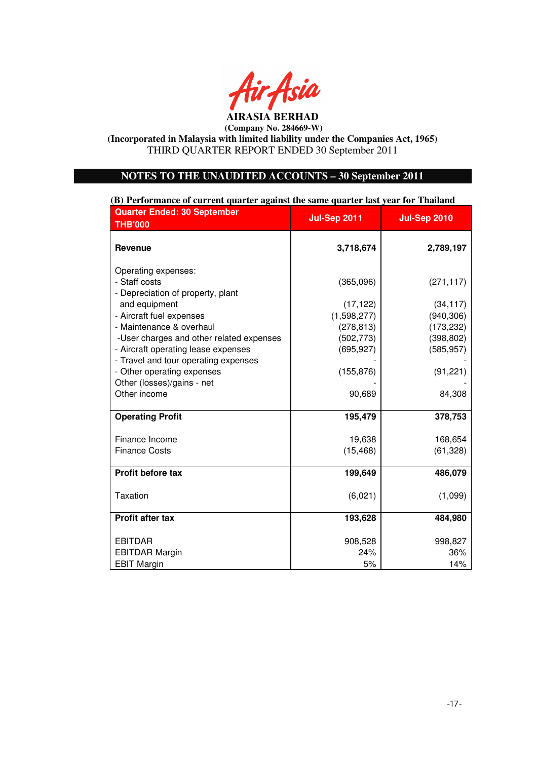**AIRASIA BERHAD**
**(Company No. 284669-W)**
**(Incorporated in Malaysia with limited liability under the Companies Act, 1965)**
THIRD QUARTER REPORT ENDED 30 September 2011

## NOTES TO THE UNAUDITED ACCOUNTS – 30 September 2011

**(B) Performance of current quarter against the same quarter last year for Thailand**

| Quarter Ended: 30 September THB'000 | Jul-Sep 2011 | Jul-Sep 2010 |
|---|---|---|
| **Revenue** | **3,718,674** | **2,789,197** |
| Operating expenses: | | |
| - Staff costs | (365,096) | (271,117) |
| - Depreciation of property, plant and equipment | (17,122) | (34,117) |
| - Aircraft fuel expenses | (1,598,277) | (940,306) |
| - Maintenance & overhaul | (278,813) | (173,232) |
| -User charges and other related expenses | (502,773) | (398,802) |
| - Aircraft operating lease expenses | (695,927) | (585,957) |
| - Travel and tour operating expenses | - | - |
| - Other operating expenses | (155,876) | (91,221) |
| Other (losses)/gains - net | - | - |
| Other income | 90,689 | 84,308 |
| **Operating Profit** | **195,479** | **378,753** |
| Finance Income | 19,638 | 168,654 |
| Finance Costs | (15,468) | (61,328) |
| **Profit before tax** | **199,649** | **486,079** |
| Taxation | (6,021) | (1,099) |
| **Profit after tax** | **193,628** | **484,980** |
| EBITDAR | 908,528 | 998,827 |
| EBITDAR Margin | 24% | 36% |
| EBIT Margin | 5% | 14% |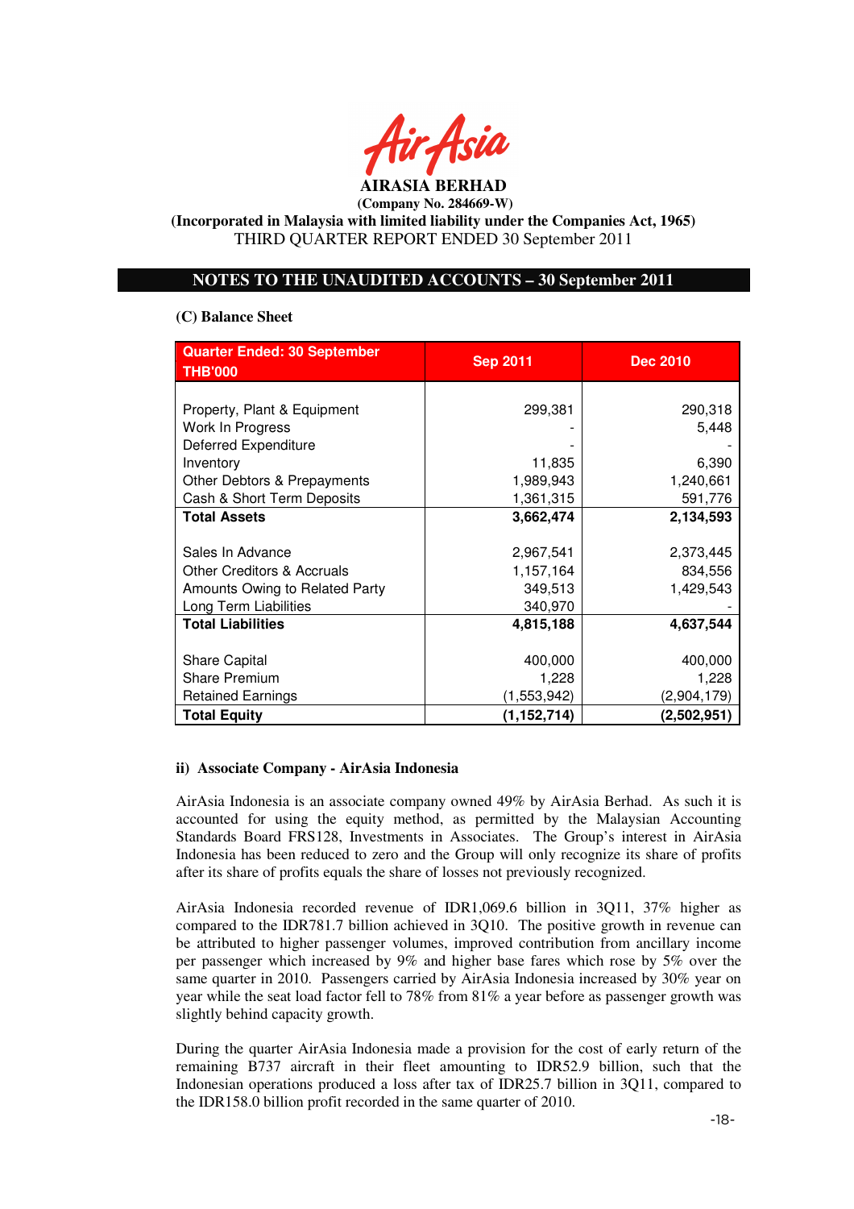**AIRASIA BERHAD**

**(Company No. 284669-W)**

**(Incorporated in Malaysia with limited liability under the Companies Act, 1965)**

THIRD QUARTER REPORT ENDED 30 September 2011

## NOTES TO THE UNAUDITED ACCOUNTS – 30 September 2011

**(C) Balance Sheet**

| Quarter Ended: 30 September THB'000 | Sep 2011 | Dec 2010 |
|---|---|---|
| Property, Plant & Equipment | 299,381 | 290,318 |
| Work In Progress | - | 5,448 |
| Deferred Expenditure | - | - |
| Inventory | 11,835 | 6,390 |
| Other Debtors & Prepayments | 1,989,943 | 1,240,661 |
| Cash & Short Term Deposits | 1,361,315 | 591,776 |
| **Total Assets** | **3,662,474** | **2,134,593** |
| Sales In Advance | 2,967,541 | 2,373,445 |
| Other Creditors & Accruals | 1,157,164 | 834,556 |
| Amounts Owing to Related Party | 349,513 | 1,429,543 |
| Long Term Liabilities | 340,970 | - |
| **Total Liabilities** | **4,815,188** | **4,637,544** |
| Share Capital | 400,000 | 400,000 |
| Share Premium | 1,228 | 1,228 |
| Retained Earnings | (1,553,942) | (2,904,179) |
| **Total Equity** | **(1,152,714)** | **(2,502,951)** |

**ii) Associate Company - AirAsia Indonesia**

AirAsia Indonesia is an associate company owned 49% by AirAsia Berhad. As such it is accounted for using the equity method, as permitted by the Malaysian Accounting Standards Board FRS128, Investments in Associates. The Group's interest in AirAsia Indonesia has been reduced to zero and the Group will only recognize its share of profits after its share of profits equals the share of losses not previously recognized.

AirAsia Indonesia recorded revenue of IDR1,069.6 billion in 3Q11, 37% higher as compared to the IDR781.7 billion achieved in 3Q10. The positive growth in revenue can be attributed to higher passenger volumes, improved contribution from ancillary income per passenger which increased by 9% and higher base fares which rose by 5% over the same quarter in 2010. Passengers carried by AirAsia Indonesia increased by 30% year on year while the seat load factor fell to 78% from 81% a year before as passenger growth was slightly behind capacity growth.

During the quarter AirAsia Indonesia made a provision for the cost of early return of the remaining B737 aircraft in their fleet amounting to IDR52.9 billion, such that the Indonesian operations produced a loss after tax of IDR25.7 billion in 3Q11, compared to the IDR158.0 billion profit recorded in the same quarter of 2010.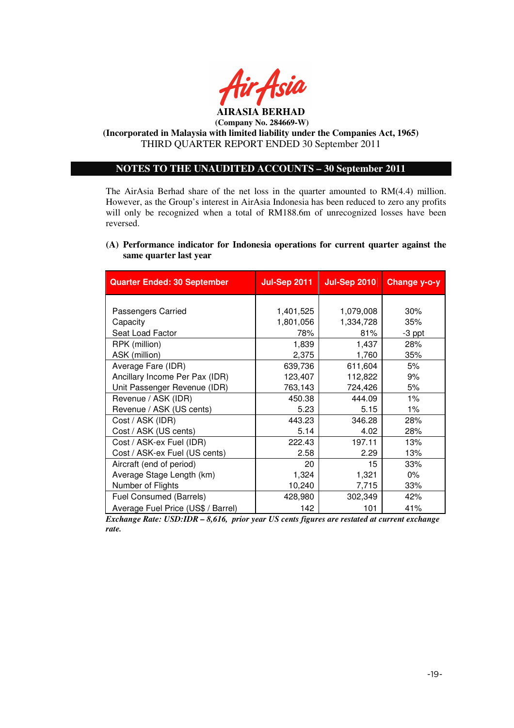**AIRASIA BERHAD**

**(Company No. 284669-W)**

**(Incorporated in Malaysia with limited liability under the Companies Act, 1965)**

THIRD QUARTER REPORT ENDED 30 September 2011

## NOTES TO THE UNAUDITED ACCOUNTS – 30 September 2011

The AirAsia Berhad share of the net loss in the quarter amounted to RM(4.4) million. However, as the Group's interest in AirAsia Indonesia has been reduced to zero any profits will only be recognized when a total of RM188.6m of unrecognized losses have been reversed.

**(A) Performance indicator for Indonesia operations for current quarter against the same quarter last year**

| Quarter Ended: 30 September | Jul-Sep 2011 | Jul-Sep 2010 | Change y-o-y |
|---|---|---|---|
| Passengers Carried | 1,401,525 | 1,079,008 | 30% |
| Capacity | 1,801,056 | 1,334,728 | 35% |
| Seat Load Factor | 78% | 81% | -3 ppt |
| RPK (million) | 1,839 | 1,437 | 28% |
| ASK (million) | 2,375 | 1,760 | 35% |
| Average Fare (IDR) | 639,736 | 611,604 | 5% |
| Ancillary Income Per Pax (IDR) | 123,407 | 112,822 | 9% |
| Unit Passenger Revenue (IDR) | 763,143 | 724,426 | 5% |
| Revenue / ASK (IDR) | 450.38 | 444.09 | 1% |
| Revenue / ASK (US cents) | 5.23 | 5.15 | 1% |
| Cost / ASK (IDR) | 443.23 | 346.28 | 28% |
| Cost / ASK (US cents) | 5.14 | 4.02 | 28% |
| Cost / ASK-ex Fuel (IDR) | 222.43 | 197.11 | 13% |
| Cost / ASK-ex Fuel (US cents) | 2.58 | 2.29 | 13% |
| Aircraft (end of period) | 20 | 15 | 33% |
| Average Stage Length (km) | 1,324 | 1,321 | 0% |
| Number of Flights | 10,240 | 7,715 | 33% |
| Fuel Consumed (Barrels) | 428,980 | 302,349 | 42% |
| Average Fuel Price (US$ / Barrel) | 142 | 101 | 41% |

***Exchange Rate: USD:IDR – 8,616, prior year US cents figures are restated at current exchange rate.***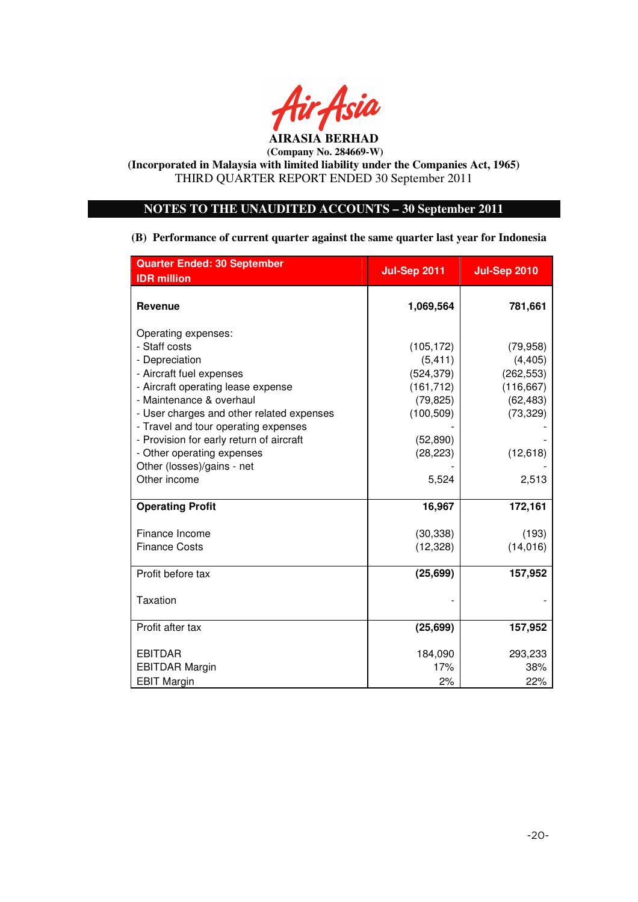**AIRASIA BERHAD**

**(Company No. 284669-W)**

**(Incorporated in Malaysia with limited liability under the Companies Act, 1965)**

THIRD QUARTER REPORT ENDED 30 September 2011

## NOTES TO THE UNAUDITED ACCOUNTS – 30 September 2011

**(B) Performance of current quarter against the same quarter last year for Indonesia**

| Quarter Ended: 30 September<br>IDR million | Jul-Sep 2011 | Jul-Sep 2010 |
|---|---|---|
| **Revenue** | **1,069,564** | **781,661** |
| Operating expenses: | | |
| - Staff costs | (105,172) | (79,958) |
| - Depreciation | (5,411) | (4,405) |
| - Aircraft fuel expenses | (524,379) | (262,553) |
| - Aircraft operating lease expense | (161,712) | (116,667) |
| - Maintenance & overhaul | (79,825) | (62,483) |
| - User charges and other related expenses | (100,509) | (73,329) |
| - Travel and tour operating expenses | - | - |
| - Provision for early return of aircraft | (52,890) | - |
| - Other operating expenses | (28,223) | (12,618) |
| Other (losses)/gains - net | - | - |
| Other income | 5,524 | 2,513 |
| **Operating Profit** | **16,967** | **172,161** |
| Finance Income | (30,338) | (193) |
| Finance Costs | (12,328) | (14,016) |
| Profit before tax | **(25,699)** | **157,952** |
| Taxation | - | - |
| Profit after tax | **(25,699)** | **157,952** |
| EBITDAR | 184,090 | 293,233 |
| EBITDAR Margin | 17% | 38% |
| EBIT Margin | 2% | 22% |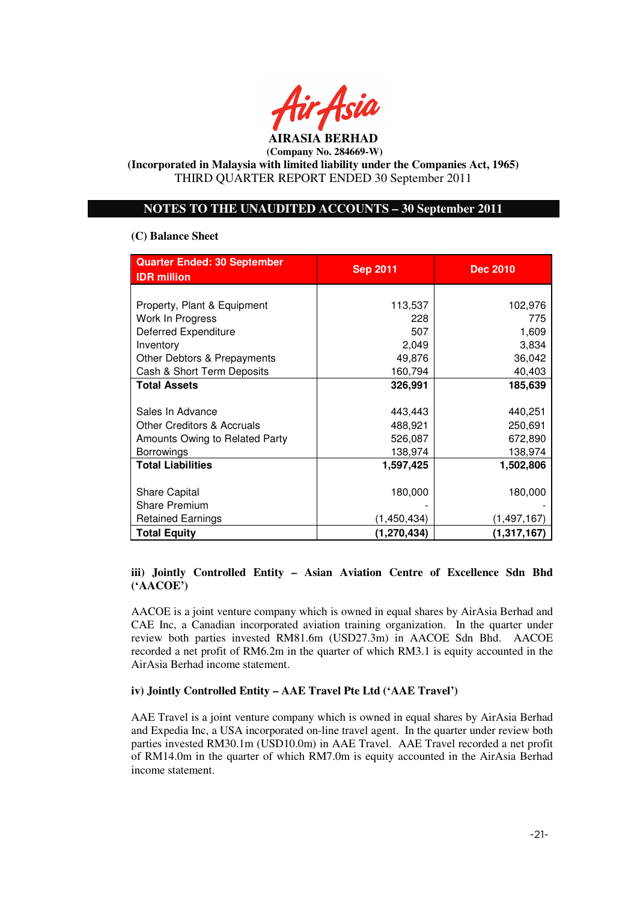**AIRASIA BERHAD**
**(Company No. 284669-W)**
**(Incorporated in Malaysia with limited liability under the Companies Act, 1965)**
THIRD QUARTER REPORT ENDED 30 September 2011

## NOTES TO THE UNAUDITED ACCOUNTS – 30 September 2011

**(C) Balance Sheet**

| Quarter Ended: 30 September<br>IDR million | Sep 2011 | Dec 2010 |
|---|---|---|
| Property, Plant & Equipment | 113,537 | 102,976 |
| Work In Progress | 228 | 775 |
| Deferred Expenditure | 507 | 1,609 |
| Inventory | 2,049 | 3,834 |
| Other Debtors & Prepayments | 49,876 | 36,042 |
| Cash & Short Term Deposits | 160,794 | 40,403 |
| **Total Assets** | **326,991** | **185,639** |
| Sales In Advance | 443,443 | 440,251 |
| Other Creditors & Accruals | 488,921 | 250,691 |
| Amounts Owing to Related Party | 526,087 | 672,890 |
| Borrowings | 138,974 | 138,974 |
| **Total Liabilities** | **1,597,425** | **1,502,806** |
| Share Capital | 180,000 | 180,000 |
| Share Premium | - | - |
| Retained Earnings | (1,450,434) | (1,497,167) |
| **Total Equity** | **(1,270,434)** | **(1,317,167)** |

**iii) Jointly Controlled Entity – Asian Aviation Centre of Excellence Sdn Bhd ('AACOE')**

AACOE is a joint venture company which is owned in equal shares by AirAsia Berhad and CAE Inc, a Canadian incorporated aviation training organization. In the quarter under review both parties invested RM81.6m (USD27.3m) in AACOE Sdn Bhd. AACOE recorded a net profit of RM6.2m in the quarter of which RM3.1 is equity accounted in the AirAsia Berhad income statement.

**iv) Jointly Controlled Entity – AAE Travel Pte Ltd ('AAE Travel')**

AAE Travel is a joint venture company which is owned in equal shares by AirAsia Berhad and Expedia Inc, a USA incorporated on-line travel agent. In the quarter under review both parties invested RM30.1m (USD10.0m) in AAE Travel. AAE Travel recorded a net profit of RM14.0m in the quarter of which RM7.0m is equity accounted in the AirAsia Berhad income statement.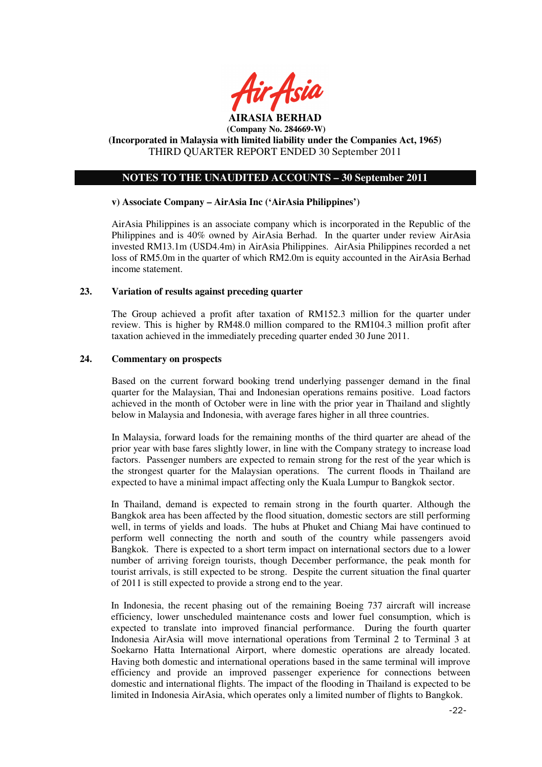**AIRASIA BERHAD**
**(Company No. 284669-W)**
**(Incorporated in Malaysia with limited liability under the Companies Act, 1965)**
THIRD QUARTER REPORT ENDED 30 September 2011

## NOTES TO THE UNAUDITED ACCOUNTS – 30 September 2011

**v) Associate Company – AirAsia Inc ('AirAsia Philippines')**

AirAsia Philippines is an associate company which is incorporated in the Republic of the Philippines and is 40% owned by AirAsia Berhad. In the quarter under review AirAsia invested RM13.1m (USD4.4m) in AirAsia Philippines. AirAsia Philippines recorded a net loss of RM5.0m in the quarter of which RM2.0m is equity accounted in the AirAsia Berhad income statement.

### 23. Variation of results against preceding quarter

The Group achieved a profit after taxation of RM152.3 million for the quarter under review. This is higher by RM48.0 million compared to the RM104.3 million profit after taxation achieved in the immediately preceding quarter ended 30 June 2011.

### 24. Commentary on prospects

Based on the current forward booking trend underlying passenger demand in the final quarter for the Malaysian, Thai and Indonesian operations remains positive. Load factors achieved in the month of October were in line with the prior year in Thailand and slightly below in Malaysia and Indonesia, with average fares higher in all three countries.

In Malaysia, forward loads for the remaining months of the third quarter are ahead of the prior year with base fares slightly lower, in line with the Company strategy to increase load factors. Passenger numbers are expected to remain strong for the rest of the year which is the strongest quarter for the Malaysian operations. The current floods in Thailand are expected to have a minimal impact affecting only the Kuala Lumpur to Bangkok sector.

In Thailand, demand is expected to remain strong in the fourth quarter. Although the Bangkok area has been affected by the flood situation, domestic sectors are still performing well, in terms of yields and loads. The hubs at Phuket and Chiang Mai have continued to perform well connecting the north and south of the country while passengers avoid Bangkok. There is expected to a short term impact on international sectors due to a lower number of arriving foreign tourists, though December performance, the peak month for tourist arrivals, is still expected to be strong. Despite the current situation the final quarter of 2011 is still expected to provide a strong end to the year.

In Indonesia, the recent phasing out of the remaining Boeing 737 aircraft will increase efficiency, lower unscheduled maintenance costs and lower fuel consumption, which is expected to translate into improved financial performance. During the fourth quarter Indonesia AirAsia will move international operations from Terminal 2 to Terminal 3 at Soekarno Hatta International Airport, where domestic operations are already located. Having both domestic and international operations based in the same terminal will improve efficiency and provide an improved passenger experience for connections between domestic and international flights. The impact of the flooding in Thailand is expected to be limited in Indonesia AirAsia, which operates only a limited number of flights to Bangkok.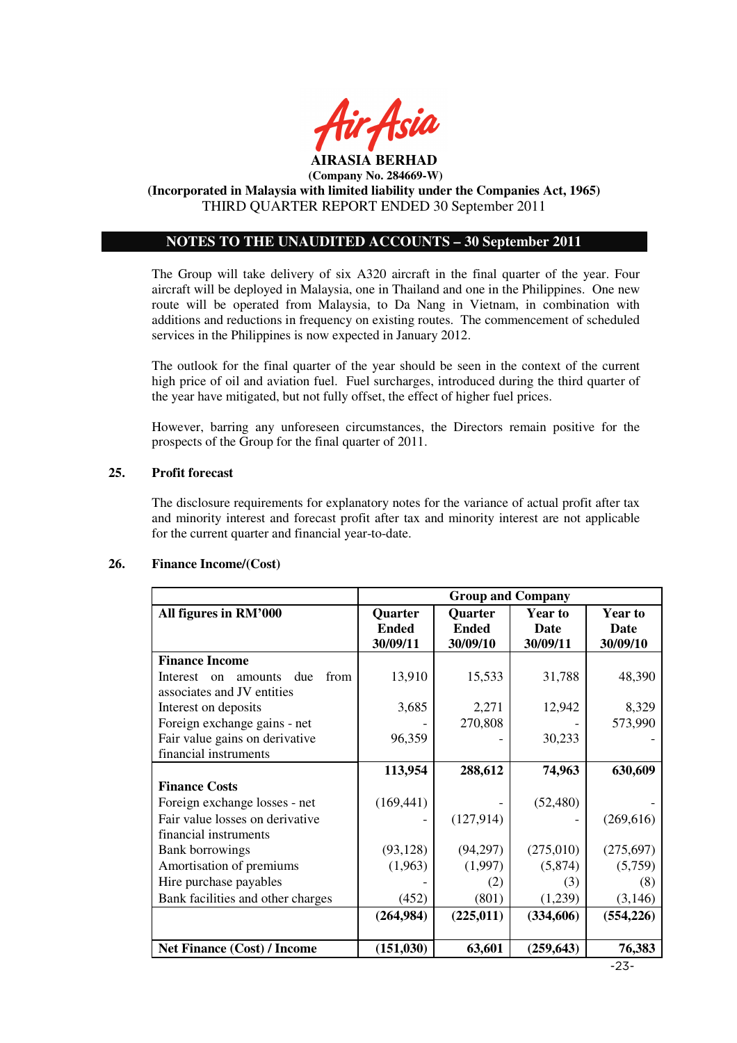The Group will take delivery of six A320 aircraft in the final quarter of the year. Four aircraft will be deployed in Malaysia, one in Thailand and one in the Philippines. One new route will be operated from Malaysia, to Da Nang in Vietnam, in combination with additions and reductions in frequency on existing routes. The commencement of scheduled services in the Philippines is now expected in January 2012.

The outlook for the final quarter of the year should be seen in the context of the current high price of oil and aviation fuel. Fuel surcharges, introduced during the third quarter of the year have mitigated, but not fully offset, the effect of higher fuel prices.

However, barring any unforeseen circumstances, the Directors remain positive for the prospects of the Group for the final quarter of 2011.

## 25. Profit forecast

The disclosure requirements for explanatory notes for the variance of actual profit after tax and minority interest and forecast profit after tax and minority interest are not applicable for the current quarter and financial year-to-date.

## 26. Finance Income/(Cost)

| | Group and Company | | | |
|---|---|---|---|---|
| **All figures in RM'000** | **Quarter Ended 30/09/11** | **Quarter Ended 30/09/10** | **Year to Date 30/09/11** | **Year to Date 30/09/10** |
| **Finance Income** | | | | |
| Interest on amounts due from associates and JV entities | 13,910 | 15,533 | 31,788 | 48,390 |
| Interest on deposits | 3,685 | 2,271 | 12,942 | 8,329 |
| Foreign exchange gains - net | - | 270,808 | - | 573,990 |
| Fair value gains on derivative financial instruments | 96,359 | - | 30,233 | - |
| | **113,954** | **288,612** | **74,963** | **630,609** |
| **Finance Costs** | | | | |
| Foreign exchange losses - net | (169,441) | - | (52,480) | - |
| Fair value losses on derivative financial instruments | - | (127,914) | - | (269,616) |
| Bank borrowings | (93,128) | (94,297) | (275,010) | (275,697) |
| Amortisation of premiums | (1,963) | (1,997) | (5,874) | (5,759) |
| Hire purchase payables | - | (2) | (3) | (8) |
| Bank facilities and other charges | (452) | (801) | (1,239) | (3,146) |
| | **(264,984)** | **(225,011)** | **(334,606)** | **(554,226)** |
| **Net Finance (Cost) / Income** | **(151,030)** | **63,601** | **(259,643)** | **76,383** |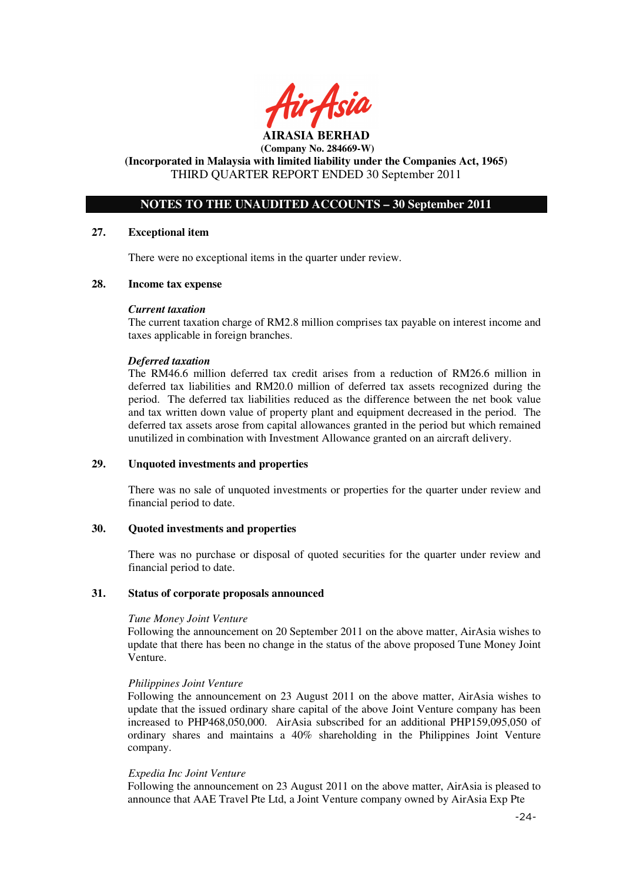**AIRASIA BERHAD**
**(Company No. 284669-W)**
**(Incorporated in Malaysia with limited liability under the Companies Act, 1965)**
THIRD QUARTER REPORT ENDED 30 September 2011

## NOTES TO THE UNAUDITED ACCOUNTS – 30 September 2011

### 27. Exceptional item

There were no exceptional items in the quarter under review.

### 28. Income tax expense

***Current taxation***
The current taxation charge of RM2.8 million comprises tax payable on interest income and taxes applicable in foreign branches.

***Deferred taxation***
The RM46.6 million deferred tax credit arises from a reduction of RM26.6 million in deferred tax liabilities and RM20.0 million of deferred tax assets recognized during the period. The deferred tax liabilities reduced as the difference between the net book value and tax written down value of property plant and equipment decreased in the period. The deferred tax assets arose from capital allowances granted in the period but which remained unutilized in combination with Investment Allowance granted on an aircraft delivery.

### 29. Unquoted investments and properties

There was no sale of unquoted investments or properties for the quarter under review and financial period to date.

### 30. Quoted investments and properties

There was no purchase or disposal of quoted securities for the quarter under review and financial period to date.

### 31. Status of corporate proposals announced

*Tune Money Joint Venture*
Following the announcement on 20 September 2011 on the above matter, AirAsia wishes to update that there has been no change in the status of the above proposed Tune Money Joint Venture.

*Philippines Joint Venture*
Following the announcement on 23 August 2011 on the above matter, AirAsia wishes to update that the issued ordinary share capital of the above Joint Venture company has been increased to PHP468,050,000. AirAsia subscribed for an additional PHP159,095,050 of ordinary shares and maintains a 40% shareholding in the Philippines Joint Venture company.

*Expedia Inc Joint Venture*
Following the announcement on 23 August 2011 on the above matter, AirAsia is pleased to announce that AAE Travel Pte Ltd, a Joint Venture company owned by AirAsia Exp Pte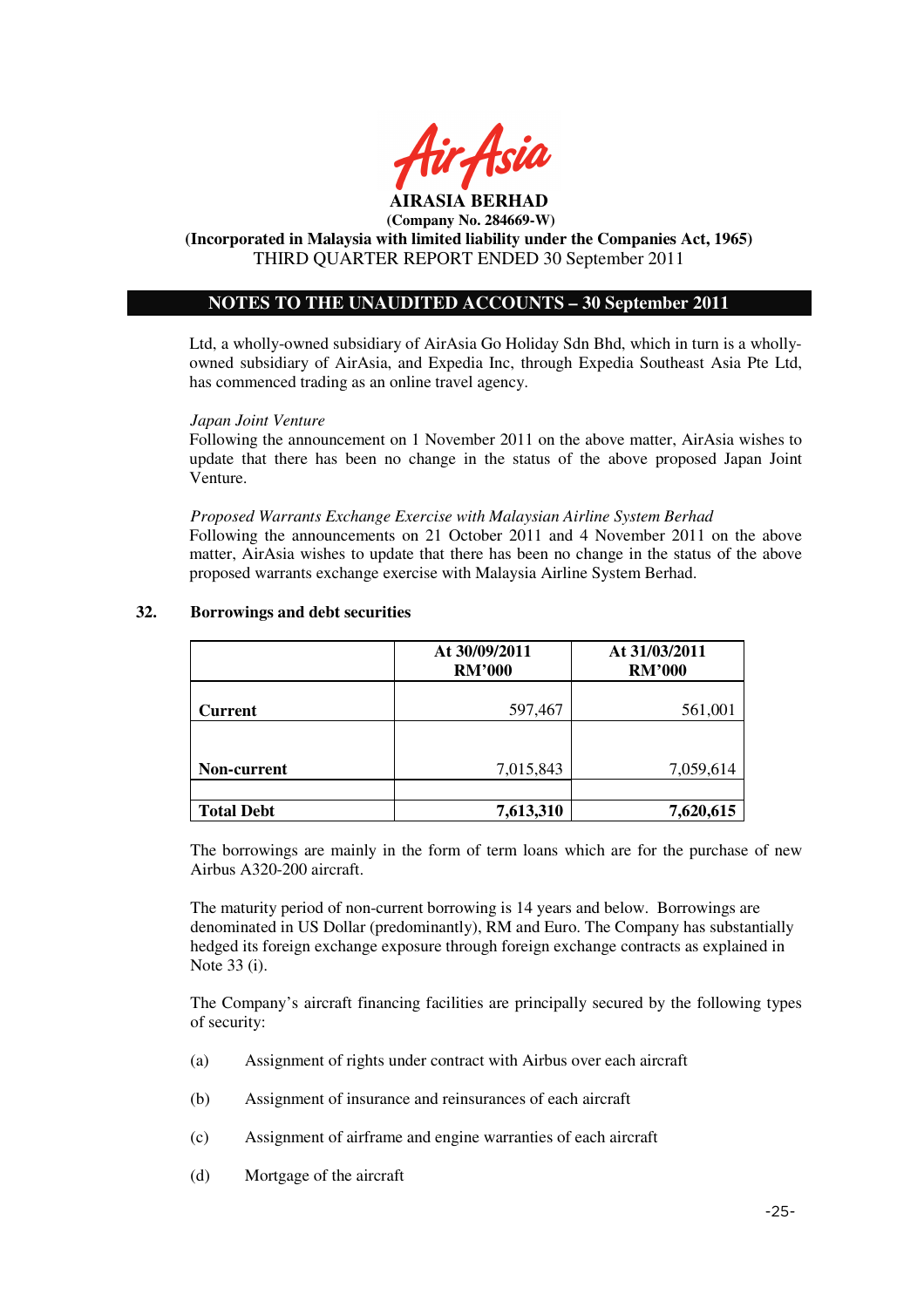Ltd, a wholly-owned subsidiary of AirAsia Go Holiday Sdn Bhd, which in turn is a wholly-owned subsidiary of AirAsia, and Expedia Inc, through Expedia Southeast Asia Pte Ltd, has commenced trading as an online travel agency.

*Japan Joint Venture*
Following the announcement on 1 November 2011 on the above matter, AirAsia wishes to update that there has been no change in the status of the above proposed Japan Joint Venture.

*Proposed Warrants Exchange Exercise with Malaysian Airline System Berhad*
Following the announcements on 21 October 2011 and 4 November 2011 on the above matter, AirAsia wishes to update that there has been no change in the status of the above proposed warrants exchange exercise with Malaysia Airline System Berhad.

## 32. Borrowings and debt securities

| | At 30/09/2011 RM'000 | At 31/03/2011 RM'000 |
|---|---|---|
| **Current** | 597,467 | 561,001 |
| **Non-current** | 7,015,843 | 7,059,614 |
| **Total Debt** | **7,613,310** | **7,620,615** |

The borrowings are mainly in the form of term loans which are for the purchase of new Airbus A320-200 aircraft.

The maturity period of non-current borrowing is 14 years and below. Borrowings are denominated in US Dollar (predominantly), RM and Euro. The Company has substantially hedged its foreign exchange exposure through foreign exchange contracts as explained in Note 33 (i).

The Company's aircraft financing facilities are principally secured by the following types of security:

(a) Assignment of rights under contract with Airbus over each aircraft

(b) Assignment of insurance and reinsurances of each aircraft

(c) Assignment of airframe and engine warranties of each aircraft

(d) Mortgage of the aircraft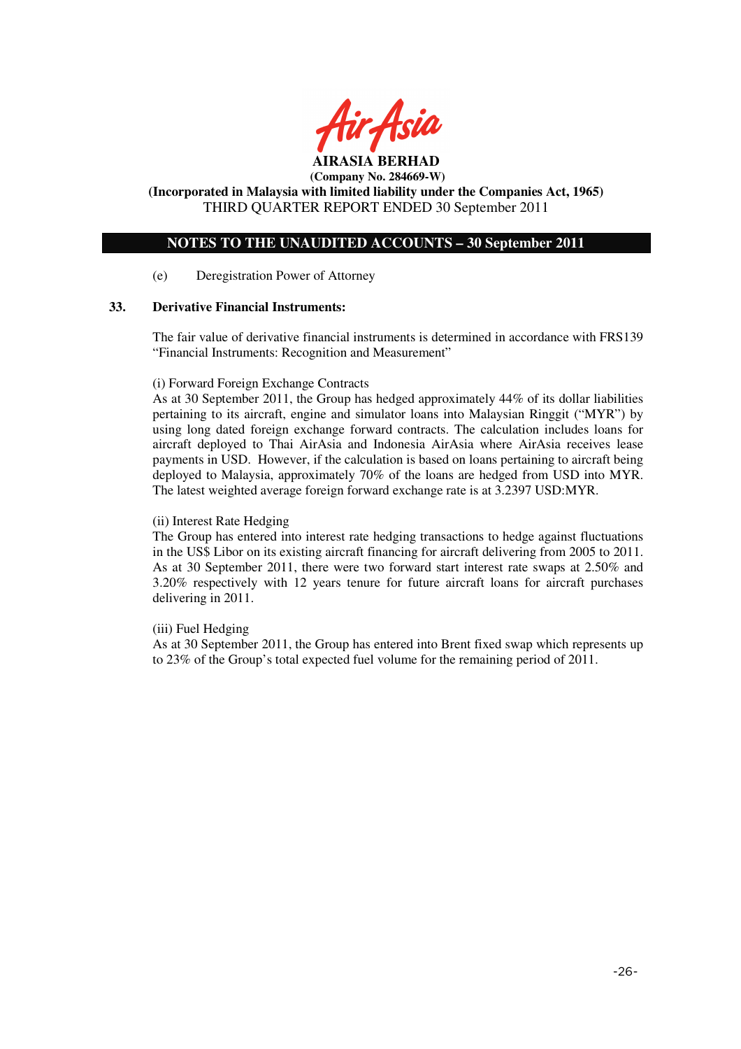**AIRASIA BERHAD**
**(Company No. 284669-W)**
**(Incorporated in Malaysia with limited liability under the Companies Act, 1965)**
THIRD QUARTER REPORT ENDED 30 September 2011

**NOTES TO THE UNAUDITED ACCOUNTS – 30 September 2011**

(e) Deregistration Power of Attorney

**33. Derivative Financial Instruments:**

The fair value of derivative financial instruments is determined in accordance with FRS139 "Financial Instruments: Recognition and Measurement"

(i) Forward Foreign Exchange Contracts
As at 30 September 2011, the Group has hedged approximately 44% of its dollar liabilities pertaining to its aircraft, engine and simulator loans into Malaysian Ringgit ("MYR") by using long dated foreign exchange forward contracts. The calculation includes loans for aircraft deployed to Thai AirAsia and Indonesia AirAsia where AirAsia receives lease payments in USD. However, if the calculation is based on loans pertaining to aircraft being deployed to Malaysia, approximately 70% of the loans are hedged from USD into MYR. The latest weighted average foreign forward exchange rate is at 3.2397 USD:MYR.

(ii) Interest Rate Hedging
The Group has entered into interest rate hedging transactions to hedge against fluctuations in the US$ Libor on its existing aircraft financing for aircraft delivering from 2005 to 2011. As at 30 September 2011, there were two forward start interest rate swaps at 2.50% and 3.20% respectively with 12 years tenure for future aircraft loans for aircraft purchases delivering in 2011.

(iii) Fuel Hedging
As at 30 September 2011, the Group has entered into Brent fixed swap which represents up to 23% of the Group's total expected fuel volume for the remaining period of 2011.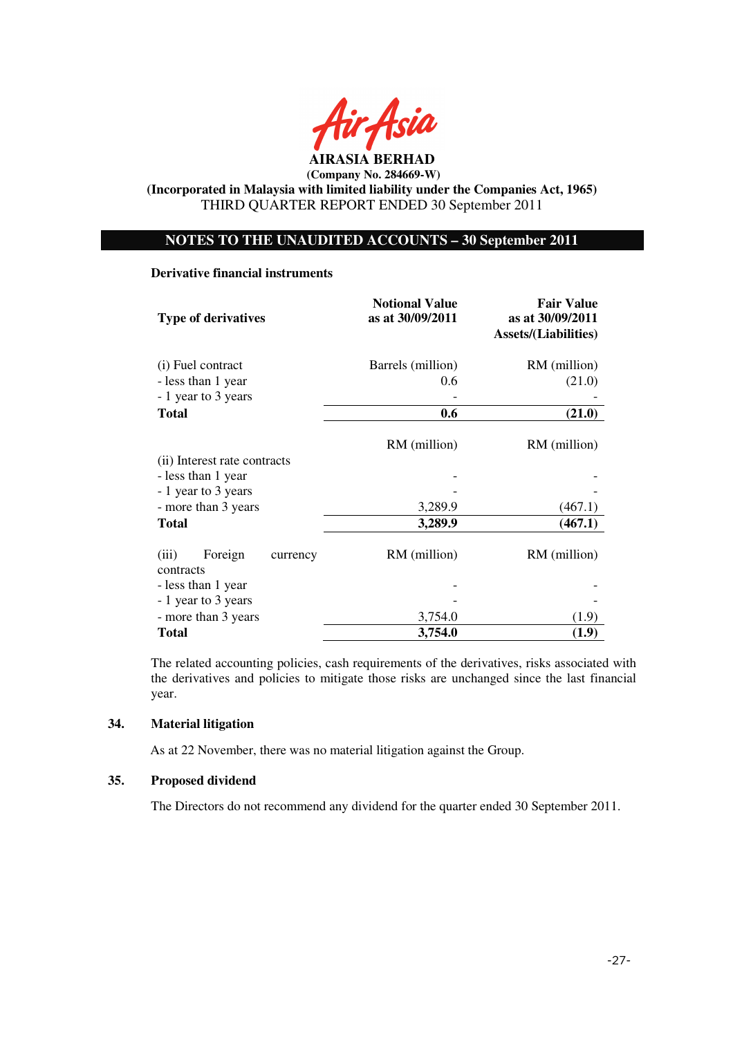**AIRASIA BERHAD**
**(Company No. 284669-W)**
**(Incorporated in Malaysia with limited liability under the Companies Act, 1965)**
THIRD QUARTER REPORT ENDED 30 September 2011

## NOTES TO THE UNAUDITED ACCOUNTS – 30 September 2011

**Derivative financial instruments**

| Type of derivatives | Notional Value as at 30/09/2011 | Fair Value as at 30/09/2011 Assets/(Liabilities) |
|---|---|---|
| (i) Fuel contract | Barrels (million) | RM (million) |
| - less than 1 year | 0.6 | (21.0) |
| - 1 year to 3 years | - | - |
| **Total** | **0.6** | **(21.0)** |
| | RM (million) | RM (million) |
| (ii) Interest rate contracts | | |
| - less than 1 year | - | - |
| - 1 year to 3 years | - | - |
| - more than 3 years | 3,289.9 | (467.1) |
| **Total** | **3,289.9** | **(467.1)** |
| (iii) Foreign currency contracts | RM (million) | RM (million) |
| - less than 1 year | - | - |
| - 1 year to 3 years | - | - |
| - more than 3 years | 3,754.0 | (1.9) |
| **Total** | **3,754.0** | **(1.9)** |

The related accounting policies, cash requirements of the derivatives, risks associated with the derivatives and policies to mitigate those risks are unchanged since the last financial year.

### 34. Material litigation

As at 22 November, there was no material litigation against the Group.

### 35. Proposed dividend

The Directors do not recommend any dividend for the quarter ended 30 September 2011.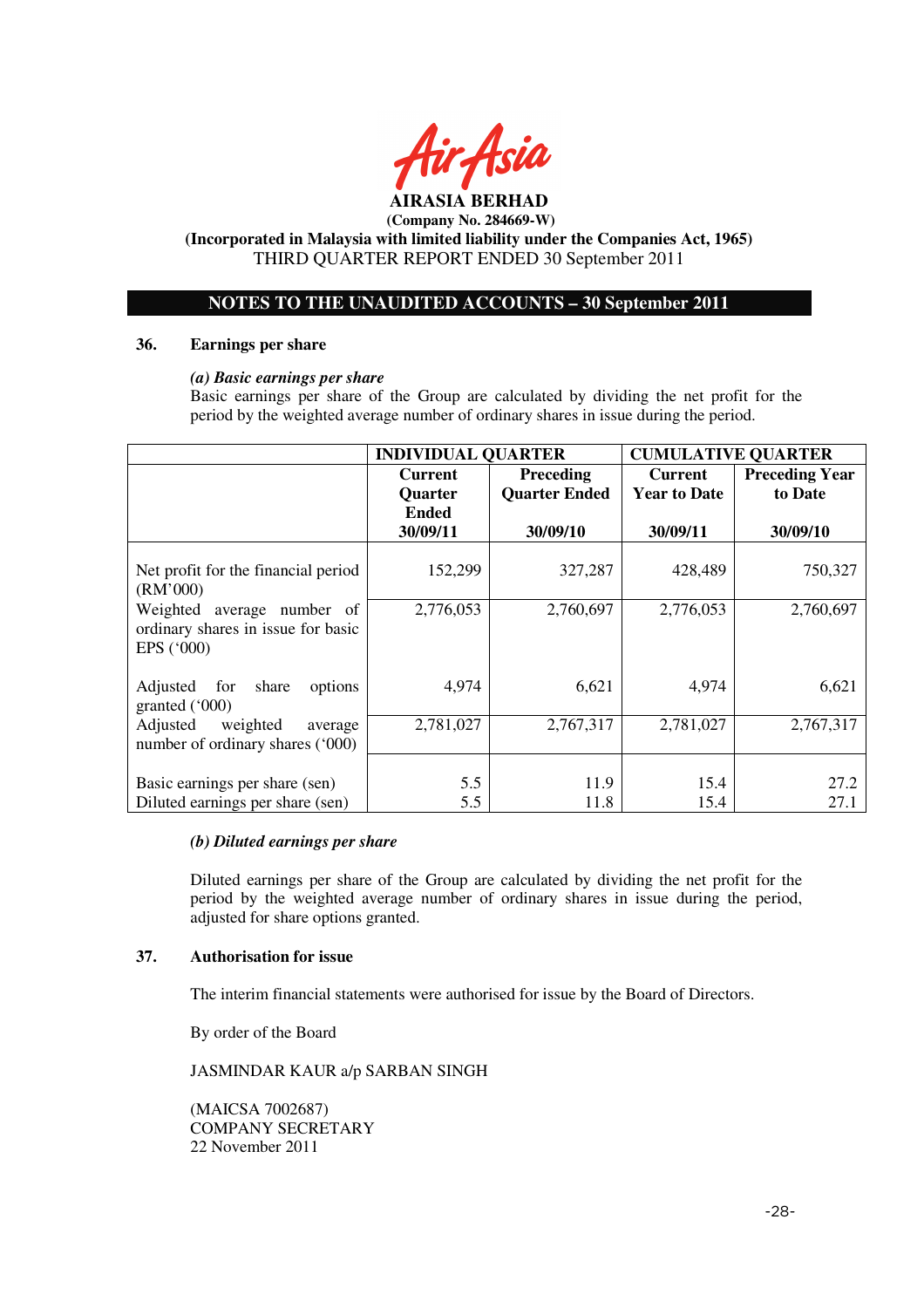AirAsia

**AIRASIA BERHAD**
**(Company No. 284669-W)**
**(Incorporated in Malaysia with limited liability under the Companies Act, 1965)**
THIRD QUARTER REPORT ENDED 30 September 2011

## NOTES TO THE UNAUDITED ACCOUNTS – 30 September 2011

### 36. Earnings per share

***(a) Basic earnings per share***

Basic earnings per share of the Group are calculated by dividing the net profit for the period by the weighted average number of ordinary shares in issue during the period.

| | INDIVIDUAL QUARTER | | CUMULATIVE QUARTER | |
|---|---|---|---|---|
| | **Current Quarter Ended 30/09/11** | **Preceding Quarter Ended 30/09/10** | **Current Year to Date 30/09/11** | **Preceding Year to Date 30/09/10** |
| Net profit for the financial period (RM'000) | 152,299 | 327,287 | 428,489 | 750,327 |
| Weighted average number of ordinary shares in issue for basic EPS ('000) | 2,776,053 | 2,760,697 | 2,776,053 | 2,760,697 |
| Adjusted for share options granted ('000) | 4,974 | 6,621 | 4,974 | 6,621 |
| Adjusted weighted average number of ordinary shares ('000) | 2,781,027 | 2,767,317 | 2,781,027 | 2,767,317 |
| Basic earnings per share (sen) | 5.5 | 11.9 | 15.4 | 27.2 |
| Diluted earnings per share (sen) | 5.5 | 11.8 | 15.4 | 27.1 |

***(b) Diluted earnings per share***

Diluted earnings per share of the Group are calculated by dividing the net profit for the period by the weighted average number of ordinary shares in issue during the period, adjusted for share options granted.

### 37. Authorisation for issue

The interim financial statements were authorised for issue by the Board of Directors.

By order of the Board

JASMINDAR KAUR a/p SARBAN SINGH

(MAICSA 7002687)
COMPANY SECRETARY
22 November 2011